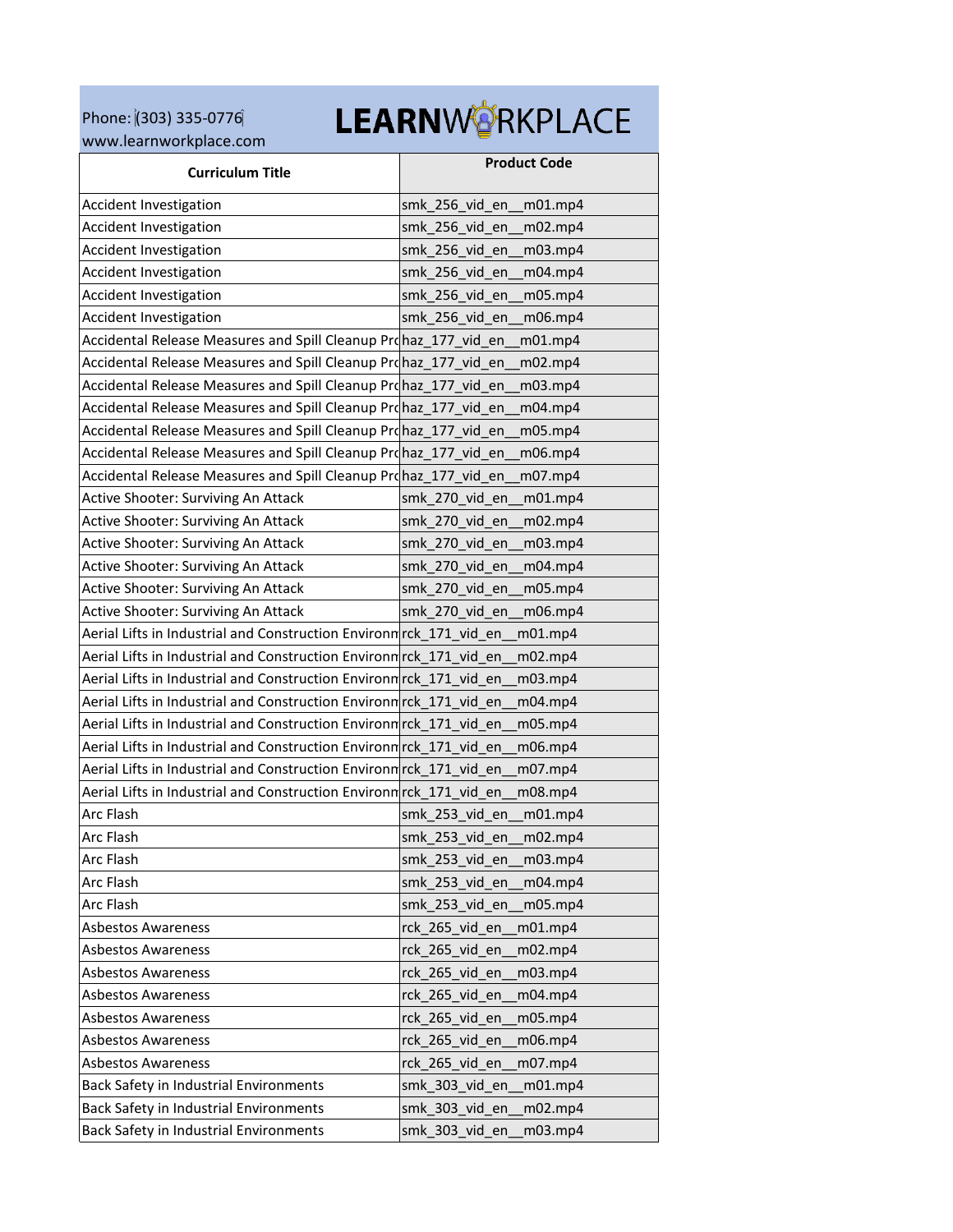Phone: (303) 335-0776
www.learnworkplace.com

LEARNWORKPLACE

| Curriculum Title | Product Code |
|---|---|
| Accident Investigation | smk_256_vid_en__m01.mp4 |
| Accident Investigation | smk_256_vid_en__m02.mp4 |
| Accident Investigation | smk_256_vid_en__m03.mp4 |
| Accident Investigation | smk_256_vid_en__m04.mp4 |
| Accident Investigation | smk_256_vid_en__m05.mp4 |
| Accident Investigation | smk_256_vid_en__m06.mp4 |
| Accidental Release Measures and Spill Cleanup Pro | haz_177_vid_en__m01.mp4 |
| Accidental Release Measures and Spill Cleanup Pro | haz_177_vid_en__m02.mp4 |
| Accidental Release Measures and Spill Cleanup Pro | haz_177_vid_en__m03.mp4 |
| Accidental Release Measures and Spill Cleanup Pro | haz_177_vid_en__m04.mp4 |
| Accidental Release Measures and Spill Cleanup Pro | haz_177_vid_en__m05.mp4 |
| Accidental Release Measures and Spill Cleanup Pro | haz_177_vid_en__m06.mp4 |
| Accidental Release Measures and Spill Cleanup Pro | haz_177_vid_en__m07.mp4 |
| Active Shooter: Surviving An Attack | smk_270_vid_en__m01.mp4 |
| Active Shooter: Surviving An Attack | smk_270_vid_en__m02.mp4 |
| Active Shooter: Surviving An Attack | smk_270_vid_en__m03.mp4 |
| Active Shooter: Surviving An Attack | smk_270_vid_en__m04.mp4 |
| Active Shooter: Surviving An Attack | smk_270_vid_en__m05.mp4 |
| Active Shooter: Surviving An Attack | smk_270_vid_en__m06.mp4 |
| Aerial Lifts in Industrial and Construction Environm | rck_171_vid_en__m01.mp4 |
| Aerial Lifts in Industrial and Construction Environm | rck_171_vid_en__m02.mp4 |
| Aerial Lifts in Industrial and Construction Environm | rck_171_vid_en__m03.mp4 |
| Aerial Lifts in Industrial and Construction Environm | rck_171_vid_en__m04.mp4 |
| Aerial Lifts in Industrial and Construction Environm | rck_171_vid_en__m05.mp4 |
| Aerial Lifts in Industrial and Construction Environm | rck_171_vid_en__m06.mp4 |
| Aerial Lifts in Industrial and Construction Environm | rck_171_vid_en__m07.mp4 |
| Aerial Lifts in Industrial and Construction Environm | rck_171_vid_en__m08.mp4 |
| Arc Flash | smk_253_vid_en__m01.mp4 |
| Arc Flash | smk_253_vid_en__m02.mp4 |
| Arc Flash | smk_253_vid_en__m03.mp4 |
| Arc Flash | smk_253_vid_en__m04.mp4 |
| Arc Flash | smk_253_vid_en__m05.mp4 |
| Asbestos Awareness | rck_265_vid_en__m01.mp4 |
| Asbestos Awareness | rck_265_vid_en__m02.mp4 |
| Asbestos Awareness | rck_265_vid_en__m03.mp4 |
| Asbestos Awareness | rck_265_vid_en__m04.mp4 |
| Asbestos Awareness | rck_265_vid_en__m05.mp4 |
| Asbestos Awareness | rck_265_vid_en__m06.mp4 |
| Asbestos Awareness | rck_265_vid_en__m07.mp4 |
| Back Safety in Industrial Environments | smk_303_vid_en__m01.mp4 |
| Back Safety in Industrial Environments | smk_303_vid_en__m02.mp4 |
| Back Safety in Industrial Environments | smk_303_vid_en__m03.mp4 |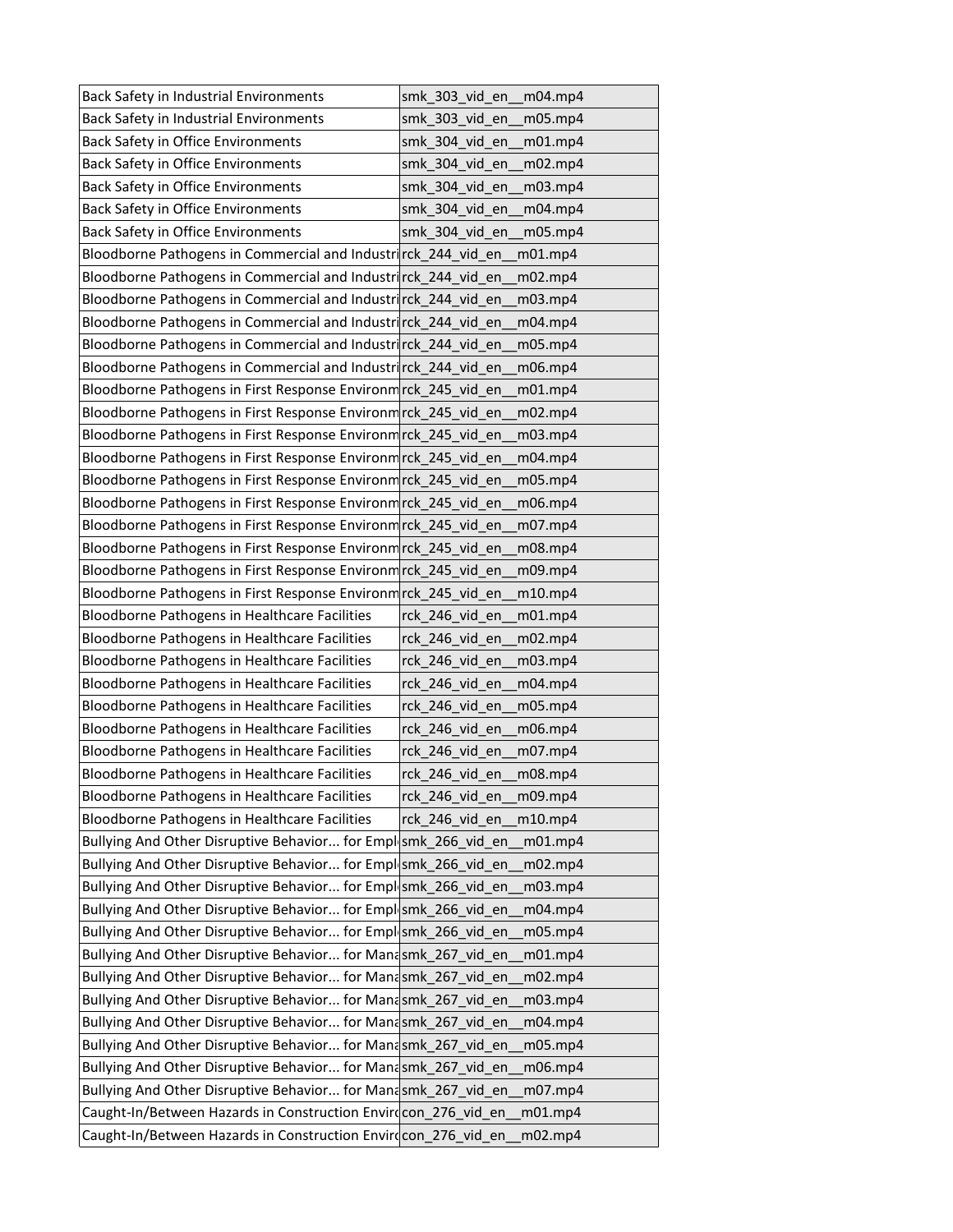| Back Safety in Industrial Environments | smk_303_vid_en__m04.mp4 |
|---|---|
| Back Safety in Industrial Environments | smk_303_vid_en__m05.mp4 |
| Back Safety in Office Environments | smk_304_vid_en__m01.mp4 |
| Back Safety in Office Environments | smk_304_vid_en__m02.mp4 |
| Back Safety in Office Environments | smk_304_vid_en__m03.mp4 |
| Back Safety in Office Environments | smk_304_vid_en__m04.mp4 |
| Back Safety in Office Environments | smk_304_vid_en__m05.mp4 |
| Bloodborne Pathogens in Commercial and Industri | rck_244_vid_en__m01.mp4 |
| Bloodborne Pathogens in Commercial and Industri | rck_244_vid_en__m02.mp4 |
| Bloodborne Pathogens in Commercial and Industri | rck_244_vid_en__m03.mp4 |
| Bloodborne Pathogens in Commercial and Industri | rck_244_vid_en__m04.mp4 |
| Bloodborne Pathogens in Commercial and Industri | rck_244_vid_en__m05.mp4 |
| Bloodborne Pathogens in Commercial and Industri | rck_244_vid_en__m06.mp4 |
| Bloodborne Pathogens in First Response Environm | rck_245_vid_en__m01.mp4 |
| Bloodborne Pathogens in First Response Environm | rck_245_vid_en__m02.mp4 |
| Bloodborne Pathogens in First Response Environm | rck_245_vid_en__m03.mp4 |
| Bloodborne Pathogens in First Response Environm | rck_245_vid_en__m04.mp4 |
| Bloodborne Pathogens in First Response Environm | rck_245_vid_en__m05.mp4 |
| Bloodborne Pathogens in First Response Environm | rck_245_vid_en__m06.mp4 |
| Bloodborne Pathogens in First Response Environm | rck_245_vid_en__m07.mp4 |
| Bloodborne Pathogens in First Response Environm | rck_245_vid_en__m08.mp4 |
| Bloodborne Pathogens in First Response Environm | rck_245_vid_en__m09.mp4 |
| Bloodborne Pathogens in First Response Environm | rck_245_vid_en__m10.mp4 |
| Bloodborne Pathogens in Healthcare Facilities | rck_246_vid_en__m01.mp4 |
| Bloodborne Pathogens in Healthcare Facilities | rck_246_vid_en__m02.mp4 |
| Bloodborne Pathogens in Healthcare Facilities | rck_246_vid_en__m03.mp4 |
| Bloodborne Pathogens in Healthcare Facilities | rck_246_vid_en__m04.mp4 |
| Bloodborne Pathogens in Healthcare Facilities | rck_246_vid_en__m05.mp4 |
| Bloodborne Pathogens in Healthcare Facilities | rck_246_vid_en__m06.mp4 |
| Bloodborne Pathogens in Healthcare Facilities | rck_246_vid_en__m07.mp4 |
| Bloodborne Pathogens in Healthcare Facilities | rck_246_vid_en__m08.mp4 |
| Bloodborne Pathogens in Healthcare Facilities | rck_246_vid_en__m09.mp4 |
| Bloodborne Pathogens in Healthcare Facilities | rck_246_vid_en__m10.mp4 |
| Bullying And Other Disruptive Behavior... for Empl | smk_266_vid_en__m01.mp4 |
| Bullying And Other Disruptive Behavior... for Empl | smk_266_vid_en__m02.mp4 |
| Bullying And Other Disruptive Behavior... for Empl | smk_266_vid_en__m03.mp4 |
| Bullying And Other Disruptive Behavior... for Empl | smk_266_vid_en__m04.mp4 |
| Bullying And Other Disruptive Behavior... for Empl | smk_266_vid_en__m05.mp4 |
| Bullying And Other Disruptive Behavior... for Mana | smk_267_vid_en__m01.mp4 |
| Bullying And Other Disruptive Behavior... for Mana | smk_267_vid_en__m02.mp4 |
| Bullying And Other Disruptive Behavior... for Mana | smk_267_vid_en__m03.mp4 |
| Bullying And Other Disruptive Behavior... for Mana | smk_267_vid_en__m04.mp4 |
| Bullying And Other Disruptive Behavior... for Mana | smk_267_vid_en__m05.mp4 |
| Bullying And Other Disruptive Behavior... for Mana | smk_267_vid_en__m06.mp4 |
| Bullying And Other Disruptive Behavior... for Mana | smk_267_vid_en__m07.mp4 |
| Caught-In/Between Hazards in Construction Envir | con_276_vid_en__m01.mp4 |
| Caught-In/Between Hazards in Construction Envir | con_276_vid_en__m02.mp4 |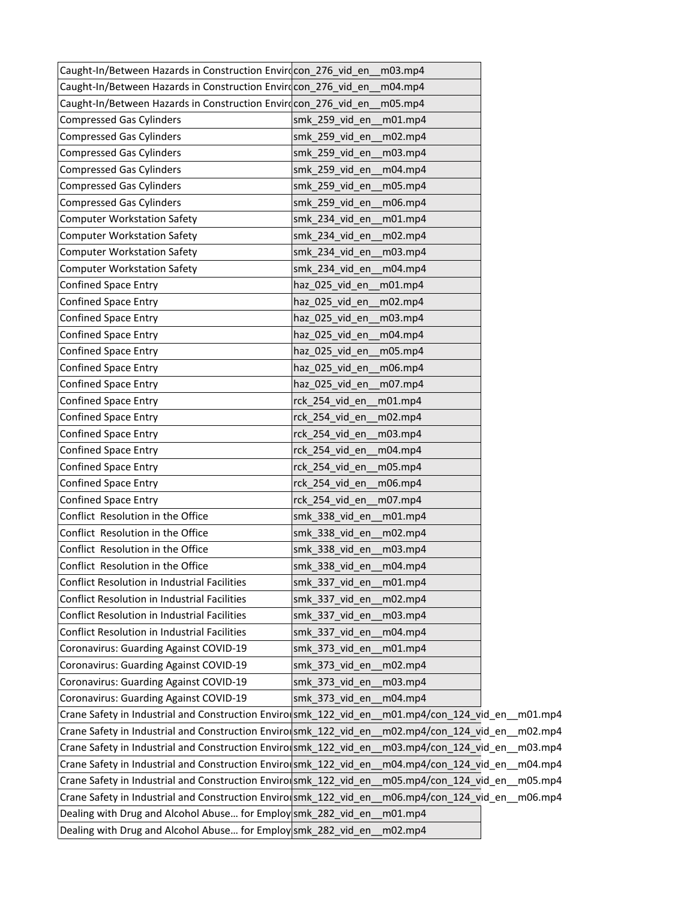| | |
|---|---|
| Caught-In/Between Hazards in Construction Envir | con_276_vid_en__m03.mp4 |
| Caught-In/Between Hazards in Construction Envir | con_276_vid_en__m04.mp4 |
| Caught-In/Between Hazards in Construction Envir | con_276_vid_en__m05.mp4 |
| Compressed Gas Cylinders | smk_259_vid_en__m01.mp4 |
| Compressed Gas Cylinders | smk_259_vid_en__m02.mp4 |
| Compressed Gas Cylinders | smk_259_vid_en__m03.mp4 |
| Compressed Gas Cylinders | smk_259_vid_en__m04.mp4 |
| Compressed Gas Cylinders | smk_259_vid_en__m05.mp4 |
| Compressed Gas Cylinders | smk_259_vid_en__m06.mp4 |
| Computer Workstation Safety | smk_234_vid_en__m01.mp4 |
| Computer Workstation Safety | smk_234_vid_en__m02.mp4 |
| Computer Workstation Safety | smk_234_vid_en__m03.mp4 |
| Computer Workstation Safety | smk_234_vid_en__m04.mp4 |
| Confined Space Entry | haz_025_vid_en__m01.mp4 |
| Confined Space Entry | haz_025_vid_en__m02.mp4 |
| Confined Space Entry | haz_025_vid_en__m03.mp4 |
| Confined Space Entry | haz_025_vid_en__m04.mp4 |
| Confined Space Entry | haz_025_vid_en__m05.mp4 |
| Confined Space Entry | haz_025_vid_en__m06.mp4 |
| Confined Space Entry | haz_025_vid_en__m07.mp4 |
| Confined Space Entry | rck_254_vid_en__m01.mp4 |
| Confined Space Entry | rck_254_vid_en__m02.mp4 |
| Confined Space Entry | rck_254_vid_en__m03.mp4 |
| Confined Space Entry | rck_254_vid_en__m04.mp4 |
| Confined Space Entry | rck_254_vid_en__m05.mp4 |
| Confined Space Entry | rck_254_vid_en__m06.mp4 |
| Confined Space Entry | rck_254_vid_en__m07.mp4 |
| Conflict  Resolution in the Office | smk_338_vid_en__m01.mp4 |
| Conflict  Resolution in the Office | smk_338_vid_en__m02.mp4 |
| Conflict  Resolution in the Office | smk_338_vid_en__m03.mp4 |
| Conflict  Resolution in the Office | smk_338_vid_en__m04.mp4 |
| Conflict Resolution in Industrial Facilities | smk_337_vid_en__m01.mp4 |
| Conflict Resolution in Industrial Facilities | smk_337_vid_en__m02.mp4 |
| Conflict Resolution in Industrial Facilities | smk_337_vid_en__m03.mp4 |
| Conflict Resolution in Industrial Facilities | smk_337_vid_en__m04.mp4 |
| Coronavirus: Guarding Against COVID-19 | smk_373_vid_en__m01.mp4 |
| Coronavirus: Guarding Against COVID-19 | smk_373_vid_en__m02.mp4 |
| Coronavirus: Guarding Against COVID-19 | smk_373_vid_en__m03.mp4 |
| Coronavirus: Guarding Against COVID-19 | smk_373_vid_en__m04.mp4 |
| Crane Safety in Industrial and Construction Enviro | smk_122_vid_en__m01.mp4/con_124_vid_en__m01.mp4 |
| Crane Safety in Industrial and Construction Enviro | smk_122_vid_en__m02.mp4/con_124_vid_en__m02.mp4 |
| Crane Safety in Industrial and Construction Enviro | smk_122_vid_en__m03.mp4/con_124_vid_en__m03.mp4 |
| Crane Safety in Industrial and Construction Enviro | smk_122_vid_en__m04.mp4/con_124_vid_en__m04.mp4 |
| Crane Safety in Industrial and Construction Enviro | smk_122_vid_en__m05.mp4/con_124_vid_en__m05.mp4 |
| Crane Safety in Industrial and Construction Enviro | smk_122_vid_en__m06.mp4/con_124_vid_en__m06.mp4 |
| Dealing with Drug and Alcohol Abuse… for Employ | smk_282_vid_en__m01.mp4 |
| Dealing with Drug and Alcohol Abuse… for Employ | smk_282_vid_en__m02.mp4 |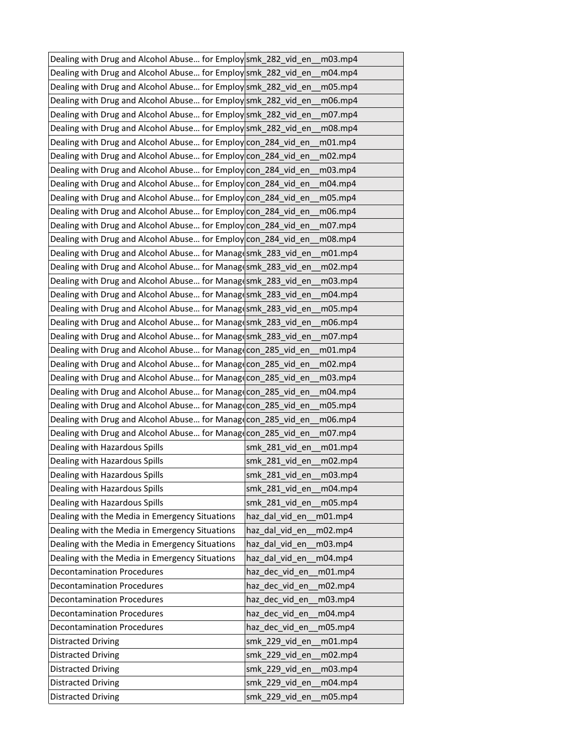| | |
|---|---|
| Dealing with Drug and Alcohol Abuse… for Employ | smk_282_vid_en__m03.mp4 |
| Dealing with Drug and Alcohol Abuse… for Employ | smk_282_vid_en__m04.mp4 |
| Dealing with Drug and Alcohol Abuse… for Employ | smk_282_vid_en__m05.mp4 |
| Dealing with Drug and Alcohol Abuse… for Employ | smk_282_vid_en__m06.mp4 |
| Dealing with Drug and Alcohol Abuse… for Employ | smk_282_vid_en__m07.mp4 |
| Dealing with Drug and Alcohol Abuse… for Employ | smk_282_vid_en__m08.mp4 |
| Dealing with Drug and Alcohol Abuse… for Employ | con_284_vid_en__m01.mp4 |
| Dealing with Drug and Alcohol Abuse… for Employ | con_284_vid_en__m02.mp4 |
| Dealing with Drug and Alcohol Abuse… for Employ | con_284_vid_en__m03.mp4 |
| Dealing with Drug and Alcohol Abuse… for Employ | con_284_vid_en__m04.mp4 |
| Dealing with Drug and Alcohol Abuse… for Employ | con_284_vid_en__m05.mp4 |
| Dealing with Drug and Alcohol Abuse… for Employ | con_284_vid_en__m06.mp4 |
| Dealing with Drug and Alcohol Abuse… for Employ | con_284_vid_en__m07.mp4 |
| Dealing with Drug and Alcohol Abuse… for Employ | con_284_vid_en__m08.mp4 |
| Dealing with Drug and Alcohol Abuse… for Manage | smk_283_vid_en__m01.mp4 |
| Dealing with Drug and Alcohol Abuse… for Manage | smk_283_vid_en__m02.mp4 |
| Dealing with Drug and Alcohol Abuse… for Manage | smk_283_vid_en__m03.mp4 |
| Dealing with Drug and Alcohol Abuse… for Manage | smk_283_vid_en__m04.mp4 |
| Dealing with Drug and Alcohol Abuse… for Manage | smk_283_vid_en__m05.mp4 |
| Dealing with Drug and Alcohol Abuse… for Manage | smk_283_vid_en__m06.mp4 |
| Dealing with Drug and Alcohol Abuse… for Manage | smk_283_vid_en__m07.mp4 |
| Dealing with Drug and Alcohol Abuse… for Manage | con_285_vid_en__m01.mp4 |
| Dealing with Drug and Alcohol Abuse… for Manage | con_285_vid_en__m02.mp4 |
| Dealing with Drug and Alcohol Abuse… for Manage | con_285_vid_en__m03.mp4 |
| Dealing with Drug and Alcohol Abuse… for Manage | con_285_vid_en__m04.mp4 |
| Dealing with Drug and Alcohol Abuse… for Manage | con_285_vid_en__m05.mp4 |
| Dealing with Drug and Alcohol Abuse… for Manage | con_285_vid_en__m06.mp4 |
| Dealing with Drug and Alcohol Abuse… for Manage | con_285_vid_en__m07.mp4 |
| Dealing with Hazardous Spills | smk_281_vid_en__m01.mp4 |
| Dealing with Hazardous Spills | smk_281_vid_en__m02.mp4 |
| Dealing with Hazardous Spills | smk_281_vid_en__m03.mp4 |
| Dealing with Hazardous Spills | smk_281_vid_en__m04.mp4 |
| Dealing with Hazardous Spills | smk_281_vid_en__m05.mp4 |
| Dealing with the Media in Emergency Situations | haz_dal_vid_en__m01.mp4 |
| Dealing with the Media in Emergency Situations | haz_dal_vid_en__m02.mp4 |
| Dealing with the Media in Emergency Situations | haz_dal_vid_en__m03.mp4 |
| Dealing with the Media in Emergency Situations | haz_dal_vid_en__m04.mp4 |
| Decontamination Procedures | haz_dec_vid_en__m01.mp4 |
| Decontamination Procedures | haz_dec_vid_en__m02.mp4 |
| Decontamination Procedures | haz_dec_vid_en__m03.mp4 |
| Decontamination Procedures | haz_dec_vid_en__m04.mp4 |
| Decontamination Procedures | haz_dec_vid_en__m05.mp4 |
| Distracted Driving | smk_229_vid_en__m01.mp4 |
| Distracted Driving | smk_229_vid_en__m02.mp4 |
| Distracted Driving | smk_229_vid_en__m03.mp4 |
| Distracted Driving | smk_229_vid_en__m04.mp4 |
| Distracted Driving | smk_229_vid_en__m05.mp4 |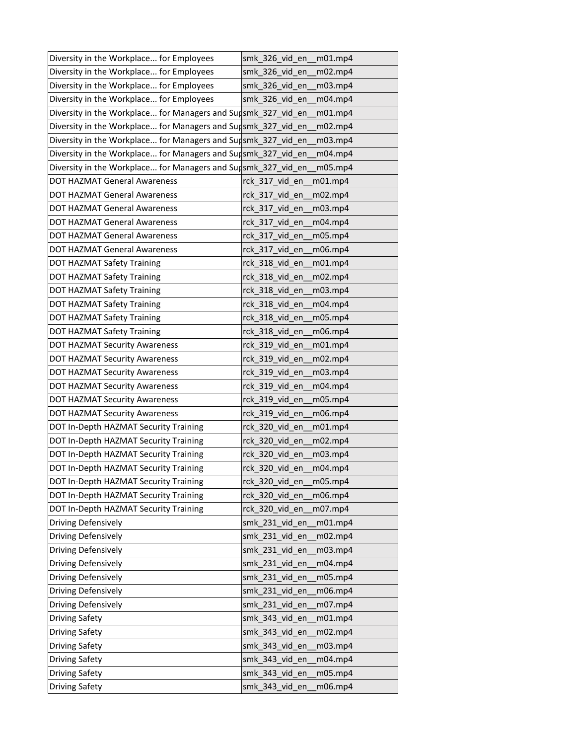| Diversity in the Workplace... for Employees | smk_326_vid_en__m01.mp4 |
|---|---|
| Diversity in the Workplace... for Employees | smk_326_vid_en__m02.mp4 |
| Diversity in the Workplace... for Employees | smk_326_vid_en__m03.mp4 |
| Diversity in the Workplace... for Employees | smk_326_vid_en__m04.mp4 |
| Diversity in the Workplace... for Managers and Sup | smk_327_vid_en__m01.mp4 |
| Diversity in the Workplace... for Managers and Sup | smk_327_vid_en__m02.mp4 |
| Diversity in the Workplace... for Managers and Sup | smk_327_vid_en__m03.mp4 |
| Diversity in the Workplace... for Managers and Sup | smk_327_vid_en__m04.mp4 |
| Diversity in the Workplace... for Managers and Sup | smk_327_vid_en__m05.mp4 |
| DOT HAZMAT General Awareness | rck_317_vid_en__m01.mp4 |
| DOT HAZMAT General Awareness | rck_317_vid_en__m02.mp4 |
| DOT HAZMAT General Awareness | rck_317_vid_en__m03.mp4 |
| DOT HAZMAT General Awareness | rck_317_vid_en__m04.mp4 |
| DOT HAZMAT General Awareness | rck_317_vid_en__m05.mp4 |
| DOT HAZMAT General Awareness | rck_317_vid_en__m06.mp4 |
| DOT HAZMAT Safety Training | rck_318_vid_en__m01.mp4 |
| DOT HAZMAT Safety Training | rck_318_vid_en__m02.mp4 |
| DOT HAZMAT Safety Training | rck_318_vid_en__m03.mp4 |
| DOT HAZMAT Safety Training | rck_318_vid_en__m04.mp4 |
| DOT HAZMAT Safety Training | rck_318_vid_en__m05.mp4 |
| DOT HAZMAT Safety Training | rck_318_vid_en__m06.mp4 |
| DOT HAZMAT Security Awareness | rck_319_vid_en__m01.mp4 |
| DOT HAZMAT Security Awareness | rck_319_vid_en__m02.mp4 |
| DOT HAZMAT Security Awareness | rck_319_vid_en__m03.mp4 |
| DOT HAZMAT Security Awareness | rck_319_vid_en__m04.mp4 |
| DOT HAZMAT Security Awareness | rck_319_vid_en__m05.mp4 |
| DOT HAZMAT Security Awareness | rck_319_vid_en__m06.mp4 |
| DOT In-Depth HAZMAT Security Training | rck_320_vid_en__m01.mp4 |
| DOT In-Depth HAZMAT Security Training | rck_320_vid_en__m02.mp4 |
| DOT In-Depth HAZMAT Security Training | rck_320_vid_en__m03.mp4 |
| DOT In-Depth HAZMAT Security Training | rck_320_vid_en__m04.mp4 |
| DOT In-Depth HAZMAT Security Training | rck_320_vid_en__m05.mp4 |
| DOT In-Depth HAZMAT Security Training | rck_320_vid_en__m06.mp4 |
| DOT In-Depth HAZMAT Security Training | rck_320_vid_en__m07.mp4 |
| Driving Defensively | smk_231_vid_en__m01.mp4 |
| Driving Defensively | smk_231_vid_en__m02.mp4 |
| Driving Defensively | smk_231_vid_en__m03.mp4 |
| Driving Defensively | smk_231_vid_en__m04.mp4 |
| Driving Defensively | smk_231_vid_en__m05.mp4 |
| Driving Defensively | smk_231_vid_en__m06.mp4 |
| Driving Defensively | smk_231_vid_en__m07.mp4 |
| Driving Safety | smk_343_vid_en__m01.mp4 |
| Driving Safety | smk_343_vid_en__m02.mp4 |
| Driving Safety | smk_343_vid_en__m03.mp4 |
| Driving Safety | smk_343_vid_en__m04.mp4 |
| Driving Safety | smk_343_vid_en__m05.mp4 |
| Driving Safety | smk_343_vid_en__m06.mp4 |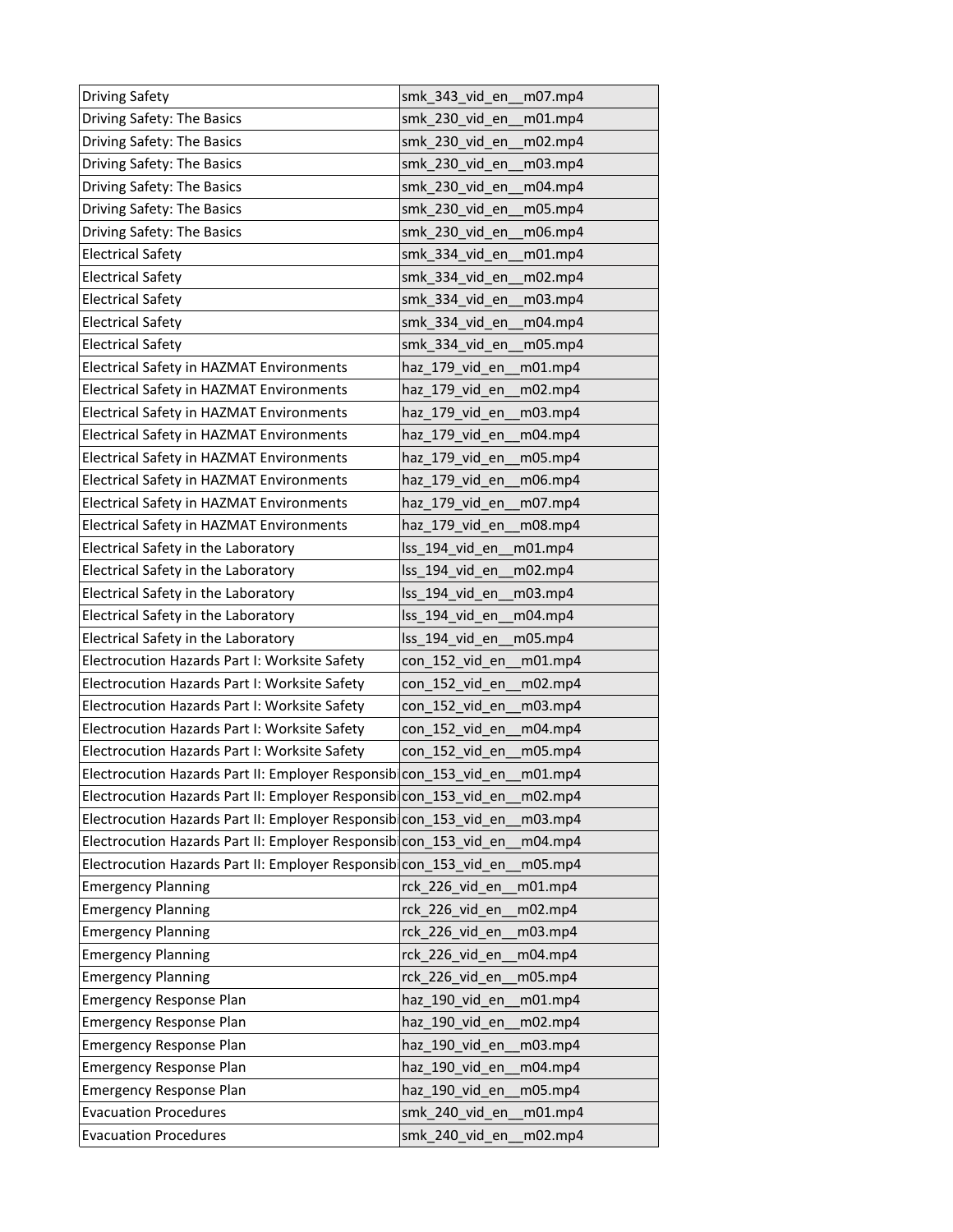| Driving Safety | smk_343_vid_en__m07.mp4 |
|---|---|
| Driving Safety: The Basics | smk_230_vid_en__m01.mp4 |
| Driving Safety: The Basics | smk_230_vid_en__m02.mp4 |
| Driving Safety: The Basics | smk_230_vid_en__m03.mp4 |
| Driving Safety: The Basics | smk_230_vid_en__m04.mp4 |
| Driving Safety: The Basics | smk_230_vid_en__m05.mp4 |
| Driving Safety: The Basics | smk_230_vid_en__m06.mp4 |
| Electrical Safety | smk_334_vid_en__m01.mp4 |
| Electrical Safety | smk_334_vid_en__m02.mp4 |
| Electrical Safety | smk_334_vid_en__m03.mp4 |
| Electrical Safety | smk_334_vid_en__m04.mp4 |
| Electrical Safety | smk_334_vid_en__m05.mp4 |
| Electrical Safety in HAZMAT Environments | haz_179_vid_en__m01.mp4 |
| Electrical Safety in HAZMAT Environments | haz_179_vid_en__m02.mp4 |
| Electrical Safety in HAZMAT Environments | haz_179_vid_en__m03.mp4 |
| Electrical Safety in HAZMAT Environments | haz_179_vid_en__m04.mp4 |
| Electrical Safety in HAZMAT Environments | haz_179_vid_en__m05.mp4 |
| Electrical Safety in HAZMAT Environments | haz_179_vid_en__m06.mp4 |
| Electrical Safety in HAZMAT Environments | haz_179_vid_en__m07.mp4 |
| Electrical Safety in HAZMAT Environments | haz_179_vid_en__m08.mp4 |
| Electrical Safety in the Laboratory | lss_194_vid_en__m01.mp4 |
| Electrical Safety in the Laboratory | lss_194_vid_en__m02.mp4 |
| Electrical Safety in the Laboratory | lss_194_vid_en__m03.mp4 |
| Electrical Safety in the Laboratory | lss_194_vid_en__m04.mp4 |
| Electrical Safety in the Laboratory | lss_194_vid_en__m05.mp4 |
| Electrocution Hazards Part I: Worksite Safety | con_152_vid_en__m01.mp4 |
| Electrocution Hazards Part I: Worksite Safety | con_152_vid_en__m02.mp4 |
| Electrocution Hazards Part I: Worksite Safety | con_152_vid_en__m03.mp4 |
| Electrocution Hazards Part I: Worksite Safety | con_152_vid_en__m04.mp4 |
| Electrocution Hazards Part I: Worksite Safety | con_152_vid_en__m05.mp4 |
| Electrocution Hazards Part II: Employer Responsibi | con_153_vid_en__m01.mp4 |
| Electrocution Hazards Part II: Employer Responsibi | con_153_vid_en__m02.mp4 |
| Electrocution Hazards Part II: Employer Responsibi | con_153_vid_en__m03.mp4 |
| Electrocution Hazards Part II: Employer Responsibi | con_153_vid_en__m04.mp4 |
| Electrocution Hazards Part II: Employer Responsibi | con_153_vid_en__m05.mp4 |
| Emergency Planning | rck_226_vid_en__m01.mp4 |
| Emergency Planning | rck_226_vid_en__m02.mp4 |
| Emergency Planning | rck_226_vid_en__m03.mp4 |
| Emergency Planning | rck_226_vid_en__m04.mp4 |
| Emergency Planning | rck_226_vid_en__m05.mp4 |
| Emergency Response Plan | haz_190_vid_en__m01.mp4 |
| Emergency Response Plan | haz_190_vid_en__m02.mp4 |
| Emergency Response Plan | haz_190_vid_en__m03.mp4 |
| Emergency Response Plan | haz_190_vid_en__m04.mp4 |
| Emergency Response Plan | haz_190_vid_en__m05.mp4 |
| Evacuation Procedures | smk_240_vid_en__m01.mp4 |
| Evacuation Procedures | smk_240_vid_en__m02.mp4 |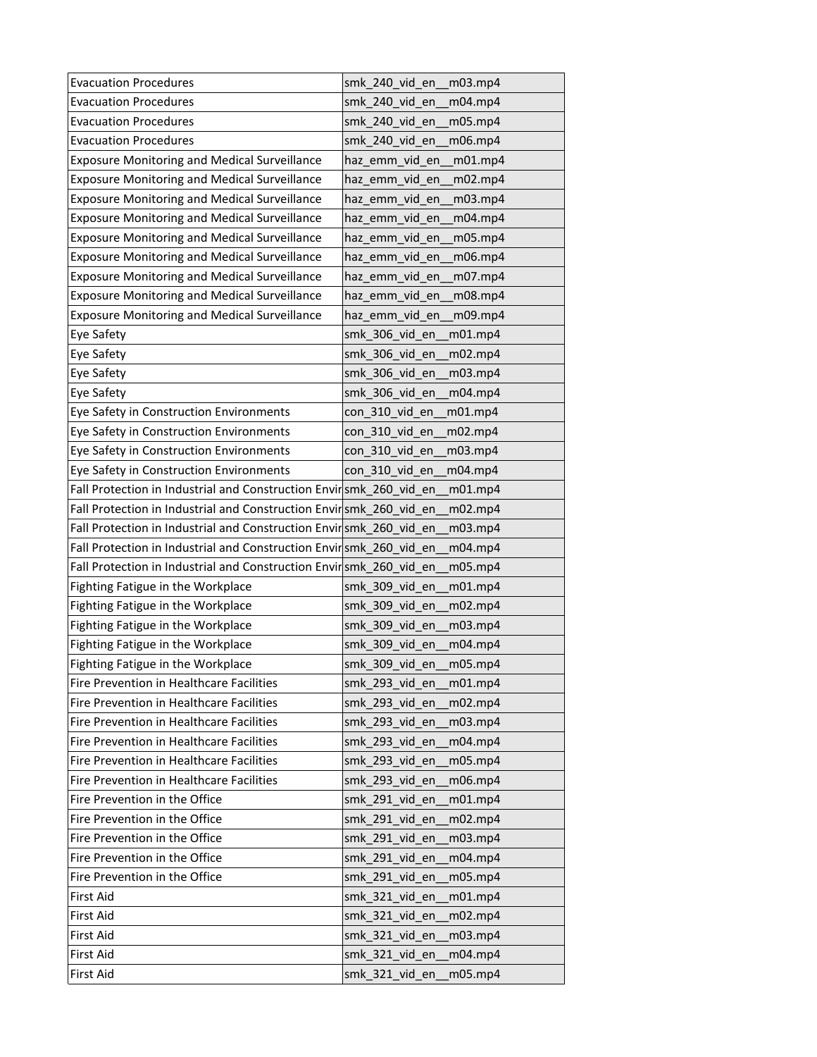| Evacuation Procedures | smk_240_vid_en__m03.mp4 |
|---|---|
| Evacuation Procedures | smk_240_vid_en__m04.mp4 |
| Evacuation Procedures | smk_240_vid_en__m05.mp4 |
| Evacuation Procedures | smk_240_vid_en__m06.mp4 |
| Exposure Monitoring and Medical Surveillance | haz_emm_vid_en__m01.mp4 |
| Exposure Monitoring and Medical Surveillance | haz_emm_vid_en__m02.mp4 |
| Exposure Monitoring and Medical Surveillance | haz_emm_vid_en__m03.mp4 |
| Exposure Monitoring and Medical Surveillance | haz_emm_vid_en__m04.mp4 |
| Exposure Monitoring and Medical Surveillance | haz_emm_vid_en__m05.mp4 |
| Exposure Monitoring and Medical Surveillance | haz_emm_vid_en__m06.mp4 |
| Exposure Monitoring and Medical Surveillance | haz_emm_vid_en__m07.mp4 |
| Exposure Monitoring and Medical Surveillance | haz_emm_vid_en__m08.mp4 |
| Exposure Monitoring and Medical Surveillance | haz_emm_vid_en__m09.mp4 |
| Eye Safety | smk_306_vid_en__m01.mp4 |
| Eye Safety | smk_306_vid_en__m02.mp4 |
| Eye Safety | smk_306_vid_en__m03.mp4 |
| Eye Safety | smk_306_vid_en__m04.mp4 |
| Eye Safety in Construction Environments | con_310_vid_en__m01.mp4 |
| Eye Safety in Construction Environments | con_310_vid_en__m02.mp4 |
| Eye Safety in Construction Environments | con_310_vid_en__m03.mp4 |
| Eye Safety in Construction Environments | con_310_vid_en__m04.mp4 |
| Fall Protection in Industrial and Construction Envir | smk_260_vid_en__m01.mp4 |
| Fall Protection in Industrial and Construction Envir | smk_260_vid_en__m02.mp4 |
| Fall Protection in Industrial and Construction Envir | smk_260_vid_en__m03.mp4 |
| Fall Protection in Industrial and Construction Envir | smk_260_vid_en__m04.mp4 |
| Fall Protection in Industrial and Construction Envir | smk_260_vid_en__m05.mp4 |
| Fighting Fatigue in the Workplace | smk_309_vid_en__m01.mp4 |
| Fighting Fatigue in the Workplace | smk_309_vid_en__m02.mp4 |
| Fighting Fatigue in the Workplace | smk_309_vid_en__m03.mp4 |
| Fighting Fatigue in the Workplace | smk_309_vid_en__m04.mp4 |
| Fighting Fatigue in the Workplace | smk_309_vid_en__m05.mp4 |
| Fire Prevention in Healthcare Facilities | smk_293_vid_en__m01.mp4 |
| Fire Prevention in Healthcare Facilities | smk_293_vid_en__m02.mp4 |
| Fire Prevention in Healthcare Facilities | smk_293_vid_en__m03.mp4 |
| Fire Prevention in Healthcare Facilities | smk_293_vid_en__m04.mp4 |
| Fire Prevention in Healthcare Facilities | smk_293_vid_en__m05.mp4 |
| Fire Prevention in Healthcare Facilities | smk_293_vid_en__m06.mp4 |
| Fire Prevention in the Office | smk_291_vid_en__m01.mp4 |
| Fire Prevention in the Office | smk_291_vid_en__m02.mp4 |
| Fire Prevention in the Office | smk_291_vid_en__m03.mp4 |
| Fire Prevention in the Office | smk_291_vid_en__m04.mp4 |
| Fire Prevention in the Office | smk_291_vid_en__m05.mp4 |
| First Aid | smk_321_vid_en__m01.mp4 |
| First Aid | smk_321_vid_en__m02.mp4 |
| First Aid | smk_321_vid_en__m03.mp4 |
| First Aid | smk_321_vid_en__m04.mp4 |
| First Aid | smk_321_vid_en__m05.mp4 |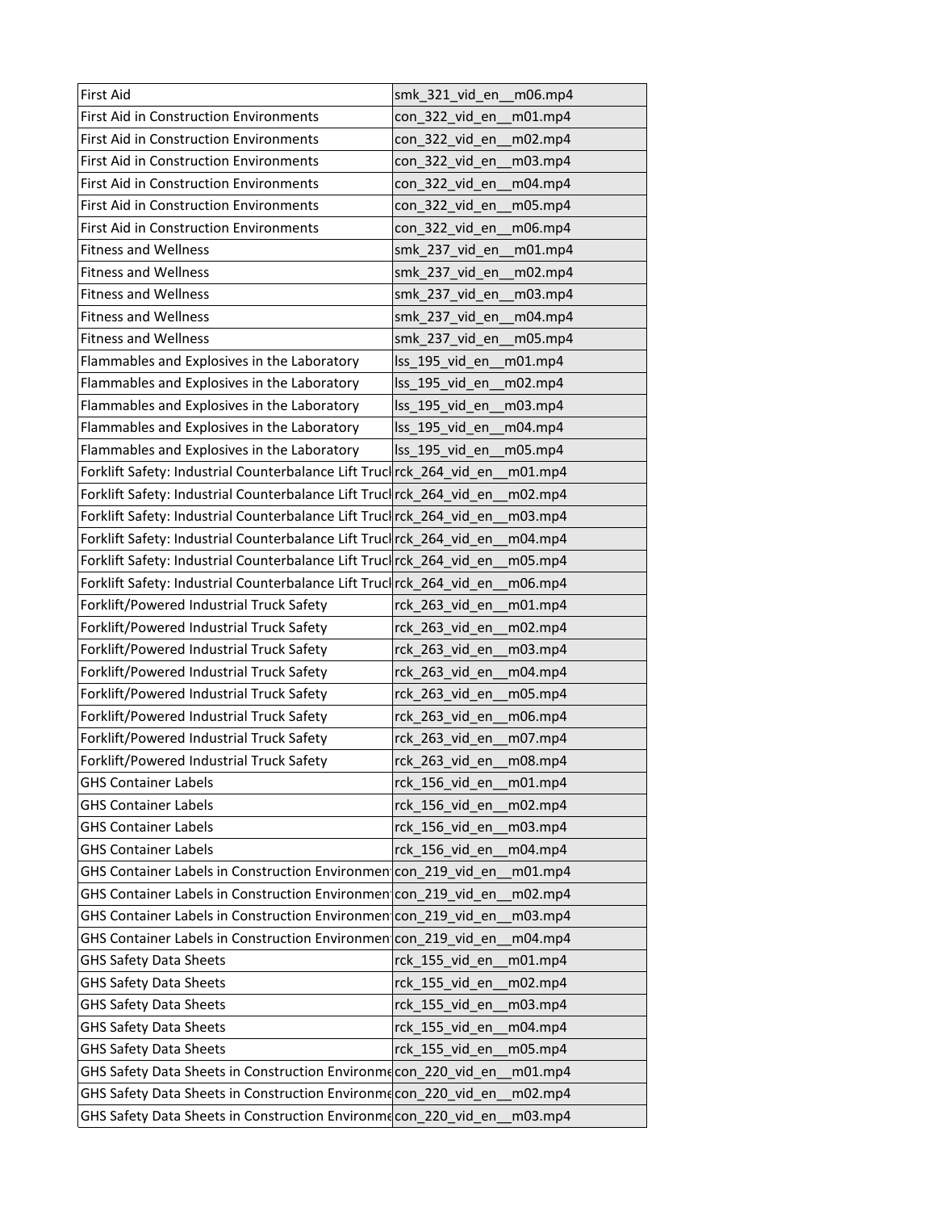| First Aid | smk_321_vid_en__m06.mp4 |
|---|---|
| First Aid in Construction Environments | con_322_vid_en__m01.mp4 |
| First Aid in Construction Environments | con_322_vid_en__m02.mp4 |
| First Aid in Construction Environments | con_322_vid_en__m03.mp4 |
| First Aid in Construction Environments | con_322_vid_en__m04.mp4 |
| First Aid in Construction Environments | con_322_vid_en__m05.mp4 |
| First Aid in Construction Environments | con_322_vid_en__m06.mp4 |
| Fitness and Wellness | smk_237_vid_en__m01.mp4 |
| Fitness and Wellness | smk_237_vid_en__m02.mp4 |
| Fitness and Wellness | smk_237_vid_en__m03.mp4 |
| Fitness and Wellness | smk_237_vid_en__m04.mp4 |
| Fitness and Wellness | smk_237_vid_en__m05.mp4 |
| Flammables and Explosives in the Laboratory | lss_195_vid_en__m01.mp4 |
| Flammables and Explosives in the Laboratory | lss_195_vid_en__m02.mp4 |
| Flammables and Explosives in the Laboratory | lss_195_vid_en__m03.mp4 |
| Flammables and Explosives in the Laboratory | lss_195_vid_en__m04.mp4 |
| Flammables and Explosives in the Laboratory | lss_195_vid_en__m05.mp4 |
| Forklift Safety: Industrial Counterbalance Lift Trucl | rck_264_vid_en__m01.mp4 |
| Forklift Safety: Industrial Counterbalance Lift Trucl | rck_264_vid_en__m02.mp4 |
| Forklift Safety: Industrial Counterbalance Lift Trucl | rck_264_vid_en__m03.mp4 |
| Forklift Safety: Industrial Counterbalance Lift Trucl | rck_264_vid_en__m04.mp4 |
| Forklift Safety: Industrial Counterbalance Lift Trucl | rck_264_vid_en__m05.mp4 |
| Forklift Safety: Industrial Counterbalance Lift Trucl | rck_264_vid_en__m06.mp4 |
| Forklift/Powered Industrial Truck Safety | rck_263_vid_en__m01.mp4 |
| Forklift/Powered Industrial Truck Safety | rck_263_vid_en__m02.mp4 |
| Forklift/Powered Industrial Truck Safety | rck_263_vid_en__m03.mp4 |
| Forklift/Powered Industrial Truck Safety | rck_263_vid_en__m04.mp4 |
| Forklift/Powered Industrial Truck Safety | rck_263_vid_en__m05.mp4 |
| Forklift/Powered Industrial Truck Safety | rck_263_vid_en__m06.mp4 |
| Forklift/Powered Industrial Truck Safety | rck_263_vid_en__m07.mp4 |
| Forklift/Powered Industrial Truck Safety | rck_263_vid_en__m08.mp4 |
| GHS Container Labels | rck_156_vid_en__m01.mp4 |
| GHS Container Labels | rck_156_vid_en__m02.mp4 |
| GHS Container Labels | rck_156_vid_en__m03.mp4 |
| GHS Container Labels | rck_156_vid_en__m04.mp4 |
| GHS Container Labels in Construction Environmen | con_219_vid_en__m01.mp4 |
| GHS Container Labels in Construction Environmen | con_219_vid_en__m02.mp4 |
| GHS Container Labels in Construction Environmen | con_219_vid_en__m03.mp4 |
| GHS Container Labels in Construction Environmen | con_219_vid_en__m04.mp4 |
| GHS Safety Data Sheets | rck_155_vid_en__m01.mp4 |
| GHS Safety Data Sheets | rck_155_vid_en__m02.mp4 |
| GHS Safety Data Sheets | rck_155_vid_en__m03.mp4 |
| GHS Safety Data Sheets | rck_155_vid_en__m04.mp4 |
| GHS Safety Data Sheets | rck_155_vid_en__m05.mp4 |
| GHS Safety Data Sheets in Construction Environme | con_220_vid_en__m01.mp4 |
| GHS Safety Data Sheets in Construction Environme | con_220_vid_en__m02.mp4 |
| GHS Safety Data Sheets in Construction Environme | con_220_vid_en__m03.mp4 |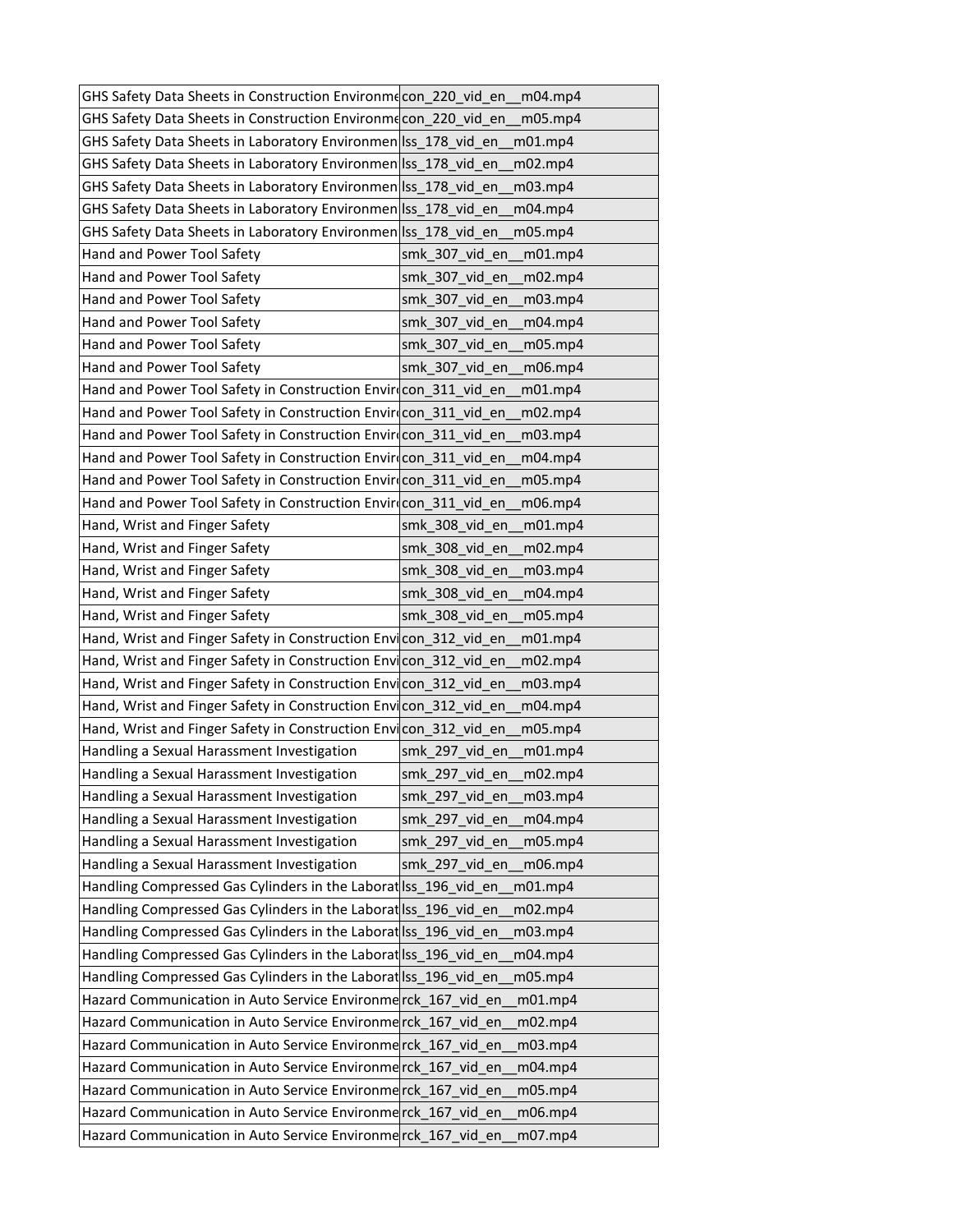| | |
|---|---|
| GHS Safety Data Sheets in Construction Environme | con_220_vid_en__m04.mp4 |
| GHS Safety Data Sheets in Construction Environme | con_220_vid_en__m05.mp4 |
| GHS Safety Data Sheets in Laboratory Environmen | lss_178_vid_en__m01.mp4 |
| GHS Safety Data Sheets in Laboratory Environmen | lss_178_vid_en__m02.mp4 |
| GHS Safety Data Sheets in Laboratory Environmen | lss_178_vid_en__m03.mp4 |
| GHS Safety Data Sheets in Laboratory Environmen | lss_178_vid_en__m04.mp4 |
| GHS Safety Data Sheets in Laboratory Environmen | lss_178_vid_en__m05.mp4 |
| Hand and Power Tool Safety | smk_307_vid_en__m01.mp4 |
| Hand and Power Tool Safety | smk_307_vid_en__m02.mp4 |
| Hand and Power Tool Safety | smk_307_vid_en__m03.mp4 |
| Hand and Power Tool Safety | smk_307_vid_en__m04.mp4 |
| Hand and Power Tool Safety | smk_307_vid_en__m05.mp4 |
| Hand and Power Tool Safety | smk_307_vid_en__m06.mp4 |
| Hand and Power Tool Safety in Construction Envir | con_311_vid_en__m01.mp4 |
| Hand and Power Tool Safety in Construction Envir | con_311_vid_en__m02.mp4 |
| Hand and Power Tool Safety in Construction Envir | con_311_vid_en__m03.mp4 |
| Hand and Power Tool Safety in Construction Envir | con_311_vid_en__m04.mp4 |
| Hand and Power Tool Safety in Construction Envir | con_311_vid_en__m05.mp4 |
| Hand and Power Tool Safety in Construction Envir | con_311_vid_en__m06.mp4 |
| Hand, Wrist and Finger Safety | smk_308_vid_en__m01.mp4 |
| Hand, Wrist and Finger Safety | smk_308_vid_en__m02.mp4 |
| Hand, Wrist and Finger Safety | smk_308_vid_en__m03.mp4 |
| Hand, Wrist and Finger Safety | smk_308_vid_en__m04.mp4 |
| Hand, Wrist and Finger Safety | smk_308_vid_en__m05.mp4 |
| Hand, Wrist and Finger Safety in Construction Envi | con_312_vid_en__m01.mp4 |
| Hand, Wrist and Finger Safety in Construction Envi | con_312_vid_en__m02.mp4 |
| Hand, Wrist and Finger Safety in Construction Envi | con_312_vid_en__m03.mp4 |
| Hand, Wrist and Finger Safety in Construction Envi | con_312_vid_en__m04.mp4 |
| Hand, Wrist and Finger Safety in Construction Envi | con_312_vid_en__m05.mp4 |
| Handling a Sexual Harassment Investigation | smk_297_vid_en__m01.mp4 |
| Handling a Sexual Harassment Investigation | smk_297_vid_en__m02.mp4 |
| Handling a Sexual Harassment Investigation | smk_297_vid_en__m03.mp4 |
| Handling a Sexual Harassment Investigation | smk_297_vid_en__m04.mp4 |
| Handling a Sexual Harassment Investigation | smk_297_vid_en__m05.mp4 |
| Handling a Sexual Harassment Investigation | smk_297_vid_en__m06.mp4 |
| Handling Compressed Gas Cylinders in the Laborat | lss_196_vid_en__m01.mp4 |
| Handling Compressed Gas Cylinders in the Laborat | lss_196_vid_en__m02.mp4 |
| Handling Compressed Gas Cylinders in the Laborat | lss_196_vid_en__m03.mp4 |
| Handling Compressed Gas Cylinders in the Laborat | lss_196_vid_en__m04.mp4 |
| Handling Compressed Gas Cylinders in the Laborat | lss_196_vid_en__m05.mp4 |
| Hazard Communication in Auto Service Environme | rck_167_vid_en__m01.mp4 |
| Hazard Communication in Auto Service Environme | rck_167_vid_en__m02.mp4 |
| Hazard Communication in Auto Service Environme | rck_167_vid_en__m03.mp4 |
| Hazard Communication in Auto Service Environme | rck_167_vid_en__m04.mp4 |
| Hazard Communication in Auto Service Environme | rck_167_vid_en__m05.mp4 |
| Hazard Communication in Auto Service Environme | rck_167_vid_en__m06.mp4 |
| Hazard Communication in Auto Service Environme | rck_167_vid_en__m07.mp4 |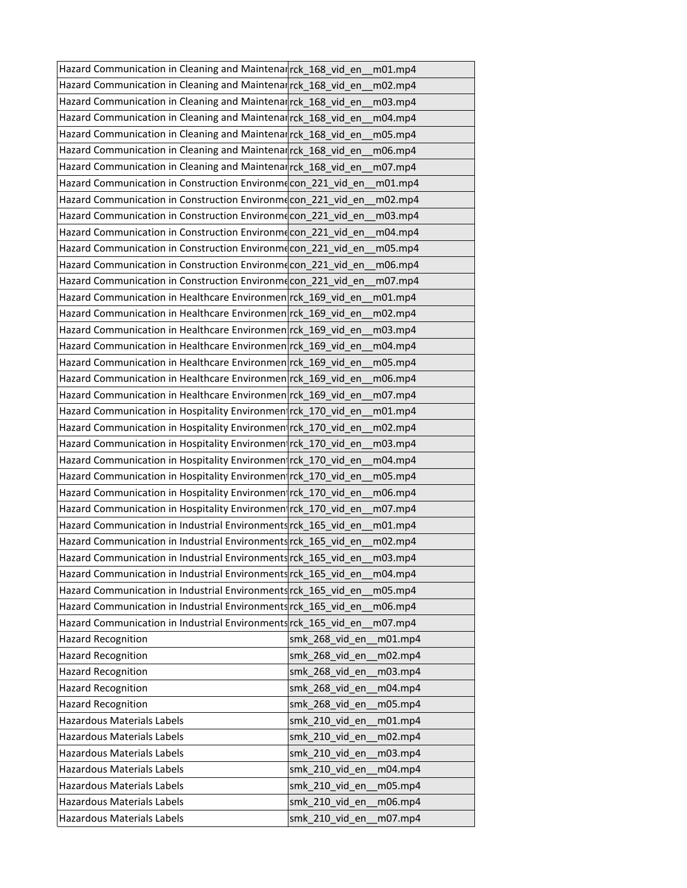| | |
|---|---|
| Hazard Communication in Cleaning and Maintenar | rck_168_vid_en__m01.mp4 |
| Hazard Communication in Cleaning and Maintenar | rck_168_vid_en__m02.mp4 |
| Hazard Communication in Cleaning and Maintenar | rck_168_vid_en__m03.mp4 |
| Hazard Communication in Cleaning and Maintenar | rck_168_vid_en__m04.mp4 |
| Hazard Communication in Cleaning and Maintenar | rck_168_vid_en__m05.mp4 |
| Hazard Communication in Cleaning and Maintenar | rck_168_vid_en__m06.mp4 |
| Hazard Communication in Cleaning and Maintenar | rck_168_vid_en__m07.mp4 |
| Hazard Communication in Construction Environme | con_221_vid_en__m01.mp4 |
| Hazard Communication in Construction Environme | con_221_vid_en__m02.mp4 |
| Hazard Communication in Construction Environme | con_221_vid_en__m03.mp4 |
| Hazard Communication in Construction Environme | con_221_vid_en__m04.mp4 |
| Hazard Communication in Construction Environme | con_221_vid_en__m05.mp4 |
| Hazard Communication in Construction Environme | con_221_vid_en__m06.mp4 |
| Hazard Communication in Construction Environme | con_221_vid_en__m07.mp4 |
| Hazard Communication in Healthcare Environmen | rck_169_vid_en__m01.mp4 |
| Hazard Communication in Healthcare Environmen | rck_169_vid_en__m02.mp4 |
| Hazard Communication in Healthcare Environmen | rck_169_vid_en__m03.mp4 |
| Hazard Communication in Healthcare Environmen | rck_169_vid_en__m04.mp4 |
| Hazard Communication in Healthcare Environmen | rck_169_vid_en__m05.mp4 |
| Hazard Communication in Healthcare Environmen | rck_169_vid_en__m06.mp4 |
| Hazard Communication in Healthcare Environmen | rck_169_vid_en__m07.mp4 |
| Hazard Communication in Hospitality Environment | rck_170_vid_en__m01.mp4 |
| Hazard Communication in Hospitality Environment | rck_170_vid_en__m02.mp4 |
| Hazard Communication in Hospitality Environment | rck_170_vid_en__m03.mp4 |
| Hazard Communication in Hospitality Environment | rck_170_vid_en__m04.mp4 |
| Hazard Communication in Hospitality Environment | rck_170_vid_en__m05.mp4 |
| Hazard Communication in Hospitality Environment | rck_170_vid_en__m06.mp4 |
| Hazard Communication in Hospitality Environment | rck_170_vid_en__m07.mp4 |
| Hazard Communication in Industrial Environments | rck_165_vid_en__m01.mp4 |
| Hazard Communication in Industrial Environments | rck_165_vid_en__m02.mp4 |
| Hazard Communication in Industrial Environments | rck_165_vid_en__m03.mp4 |
| Hazard Communication in Industrial Environments | rck_165_vid_en__m04.mp4 |
| Hazard Communication in Industrial Environments | rck_165_vid_en__m05.mp4 |
| Hazard Communication in Industrial Environments | rck_165_vid_en__m06.mp4 |
| Hazard Communication in Industrial Environments | rck_165_vid_en__m07.mp4 |
| Hazard Recognition | smk_268_vid_en__m01.mp4 |
| Hazard Recognition | smk_268_vid_en__m02.mp4 |
| Hazard Recognition | smk_268_vid_en__m03.mp4 |
| Hazard Recognition | smk_268_vid_en__m04.mp4 |
| Hazard Recognition | smk_268_vid_en__m05.mp4 |
| Hazardous Materials Labels | smk_210_vid_en__m01.mp4 |
| Hazardous Materials Labels | smk_210_vid_en__m02.mp4 |
| Hazardous Materials Labels | smk_210_vid_en__m03.mp4 |
| Hazardous Materials Labels | smk_210_vid_en__m04.mp4 |
| Hazardous Materials Labels | smk_210_vid_en__m05.mp4 |
| Hazardous Materials Labels | smk_210_vid_en__m06.mp4 |
| Hazardous Materials Labels | smk_210_vid_en__m07.mp4 |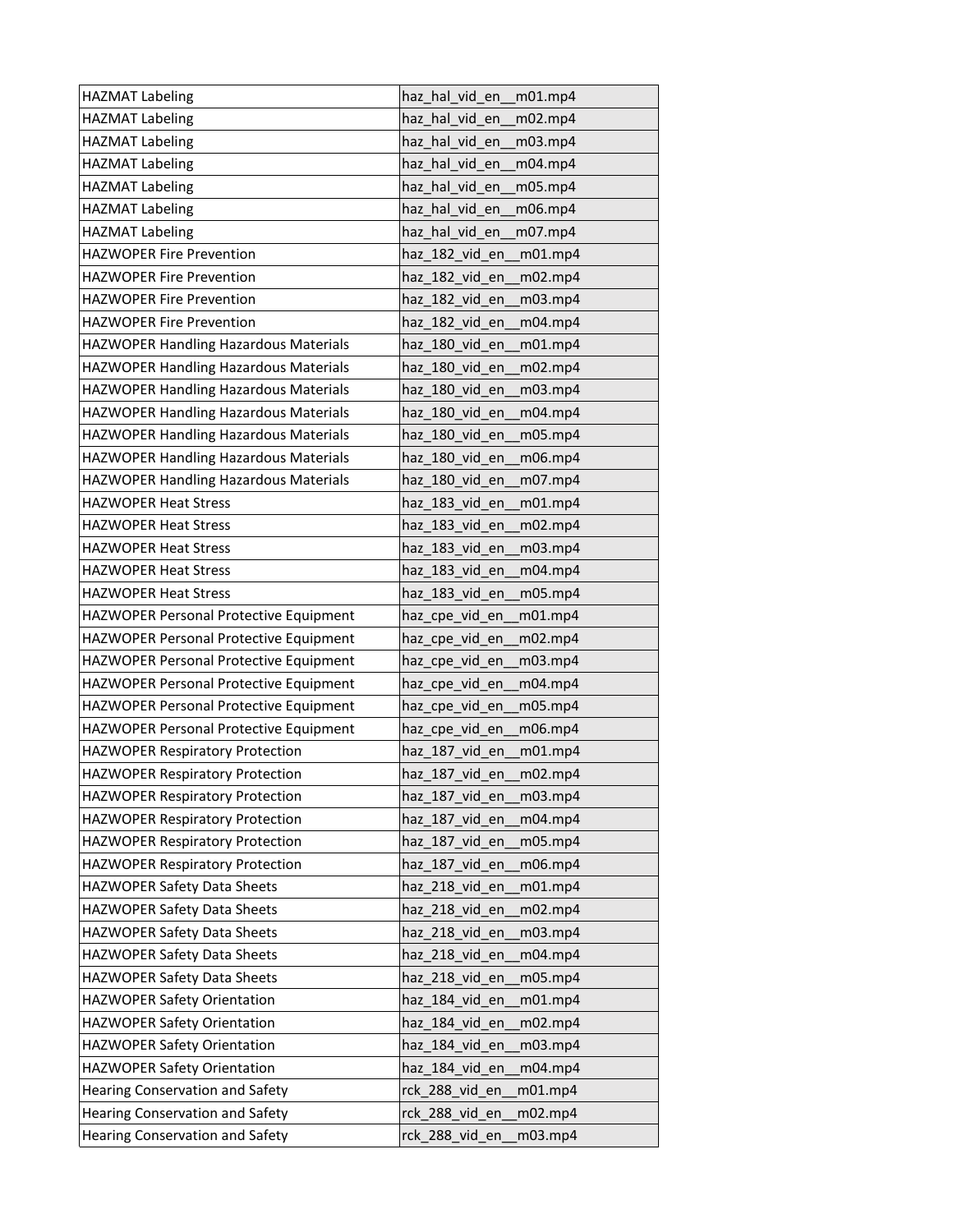| HAZMAT Labeling | haz_hal_vid_en__m01.mp4 |
|---|---|
| HAZMAT Labeling | haz_hal_vid_en__m02.mp4 |
| HAZMAT Labeling | haz_hal_vid_en__m03.mp4 |
| HAZMAT Labeling | haz_hal_vid_en__m04.mp4 |
| HAZMAT Labeling | haz_hal_vid_en__m05.mp4 |
| HAZMAT Labeling | haz_hal_vid_en__m06.mp4 |
| HAZMAT Labeling | haz_hal_vid_en__m07.mp4 |
| HAZWOPER Fire Prevention | haz_182_vid_en__m01.mp4 |
| HAZWOPER Fire Prevention | haz_182_vid_en__m02.mp4 |
| HAZWOPER Fire Prevention | haz_182_vid_en__m03.mp4 |
| HAZWOPER Fire Prevention | haz_182_vid_en__m04.mp4 |
| HAZWOPER Handling Hazardous Materials | haz_180_vid_en__m01.mp4 |
| HAZWOPER Handling Hazardous Materials | haz_180_vid_en__m02.mp4 |
| HAZWOPER Handling Hazardous Materials | haz_180_vid_en__m03.mp4 |
| HAZWOPER Handling Hazardous Materials | haz_180_vid_en__m04.mp4 |
| HAZWOPER Handling Hazardous Materials | haz_180_vid_en__m05.mp4 |
| HAZWOPER Handling Hazardous Materials | haz_180_vid_en__m06.mp4 |
| HAZWOPER Handling Hazardous Materials | haz_180_vid_en__m07.mp4 |
| HAZWOPER Heat Stress | haz_183_vid_en__m01.mp4 |
| HAZWOPER Heat Stress | haz_183_vid_en__m02.mp4 |
| HAZWOPER Heat Stress | haz_183_vid_en__m03.mp4 |
| HAZWOPER Heat Stress | haz_183_vid_en__m04.mp4 |
| HAZWOPER Heat Stress | haz_183_vid_en__m05.mp4 |
| HAZWOPER Personal Protective Equipment | haz_cpe_vid_en__m01.mp4 |
| HAZWOPER Personal Protective Equipment | haz_cpe_vid_en__m02.mp4 |
| HAZWOPER Personal Protective Equipment | haz_cpe_vid_en__m03.mp4 |
| HAZWOPER Personal Protective Equipment | haz_cpe_vid_en__m04.mp4 |
| HAZWOPER Personal Protective Equipment | haz_cpe_vid_en__m05.mp4 |
| HAZWOPER Personal Protective Equipment | haz_cpe_vid_en__m06.mp4 |
| HAZWOPER Respiratory Protection | haz_187_vid_en__m01.mp4 |
| HAZWOPER Respiratory Protection | haz_187_vid_en__m02.mp4 |
| HAZWOPER Respiratory Protection | haz_187_vid_en__m03.mp4 |
| HAZWOPER Respiratory Protection | haz_187_vid_en__m04.mp4 |
| HAZWOPER Respiratory Protection | haz_187_vid_en__m05.mp4 |
| HAZWOPER Respiratory Protection | haz_187_vid_en__m06.mp4 |
| HAZWOPER Safety Data Sheets | haz_218_vid_en__m01.mp4 |
| HAZWOPER Safety Data Sheets | haz_218_vid_en__m02.mp4 |
| HAZWOPER Safety Data Sheets | haz_218_vid_en__m03.mp4 |
| HAZWOPER Safety Data Sheets | haz_218_vid_en__m04.mp4 |
| HAZWOPER Safety Data Sheets | haz_218_vid_en__m05.mp4 |
| HAZWOPER Safety Orientation | haz_184_vid_en__m01.mp4 |
| HAZWOPER Safety Orientation | haz_184_vid_en__m02.mp4 |
| HAZWOPER Safety Orientation | haz_184_vid_en__m03.mp4 |
| HAZWOPER Safety Orientation | haz_184_vid_en__m04.mp4 |
| Hearing Conservation and Safety | rck_288_vid_en__m01.mp4 |
| Hearing Conservation and Safety | rck_288_vid_en__m02.mp4 |
| Hearing Conservation and Safety | rck_288_vid_en__m03.mp4 |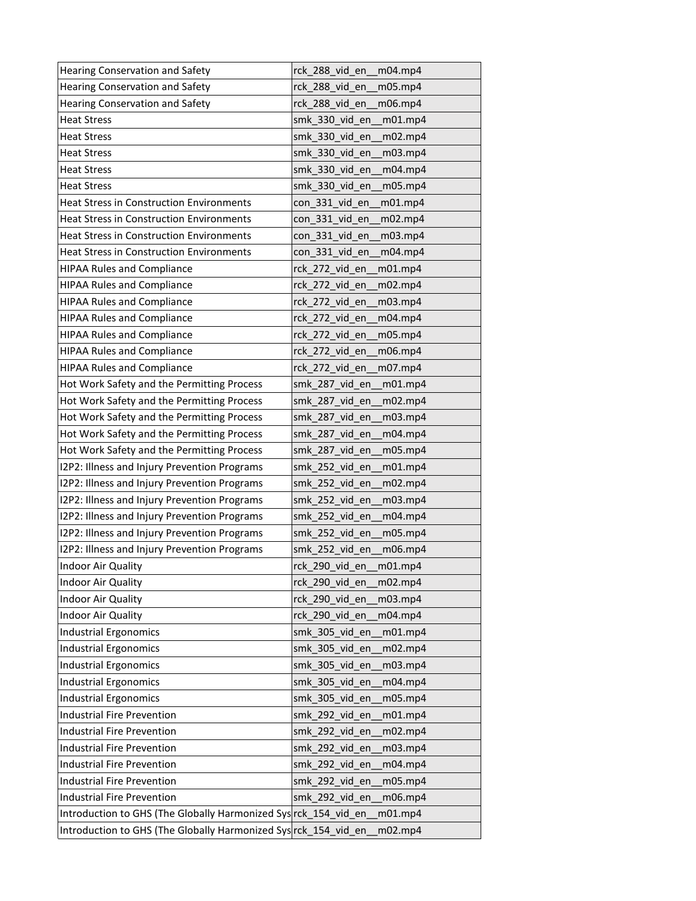| | |
|---|---|
| Hearing Conservation and Safety | rck_288_vid_en__m04.mp4 |
| Hearing Conservation and Safety | rck_288_vid_en__m05.mp4 |
| Hearing Conservation and Safety | rck_288_vid_en__m06.mp4 |
| Heat Stress | smk_330_vid_en__m01.mp4 |
| Heat Stress | smk_330_vid_en__m02.mp4 |
| Heat Stress | smk_330_vid_en__m03.mp4 |
| Heat Stress | smk_330_vid_en__m04.mp4 |
| Heat Stress | smk_330_vid_en__m05.mp4 |
| Heat Stress in Construction Environments | con_331_vid_en__m01.mp4 |
| Heat Stress in Construction Environments | con_331_vid_en__m02.mp4 |
| Heat Stress in Construction Environments | con_331_vid_en__m03.mp4 |
| Heat Stress in Construction Environments | con_331_vid_en__m04.mp4 |
| HIPAA Rules and Compliance | rck_272_vid_en__m01.mp4 |
| HIPAA Rules and Compliance | rck_272_vid_en__m02.mp4 |
| HIPAA Rules and Compliance | rck_272_vid_en__m03.mp4 |
| HIPAA Rules and Compliance | rck_272_vid_en__m04.mp4 |
| HIPAA Rules and Compliance | rck_272_vid_en__m05.mp4 |
| HIPAA Rules and Compliance | rck_272_vid_en__m06.mp4 |
| HIPAA Rules and Compliance | rck_272_vid_en__m07.mp4 |
| Hot Work Safety and the Permitting Process | smk_287_vid_en__m01.mp4 |
| Hot Work Safety and the Permitting Process | smk_287_vid_en__m02.mp4 |
| Hot Work Safety and the Permitting Process | smk_287_vid_en__m03.mp4 |
| Hot Work Safety and the Permitting Process | smk_287_vid_en__m04.mp4 |
| Hot Work Safety and the Permitting Process | smk_287_vid_en__m05.mp4 |
| I2P2: Illness and Injury Prevention Programs | smk_252_vid_en__m01.mp4 |
| I2P2: Illness and Injury Prevention Programs | smk_252_vid_en__m02.mp4 |
| I2P2: Illness and Injury Prevention Programs | smk_252_vid_en__m03.mp4 |
| I2P2: Illness and Injury Prevention Programs | smk_252_vid_en__m04.mp4 |
| I2P2: Illness and Injury Prevention Programs | smk_252_vid_en__m05.mp4 |
| I2P2: Illness and Injury Prevention Programs | smk_252_vid_en__m06.mp4 |
| Indoor Air Quality | rck_290_vid_en__m01.mp4 |
| Indoor Air Quality | rck_290_vid_en__m02.mp4 |
| Indoor Air Quality | rck_290_vid_en__m03.mp4 |
| Indoor Air Quality | rck_290_vid_en__m04.mp4 |
| Industrial Ergonomics | smk_305_vid_en__m01.mp4 |
| Industrial Ergonomics | smk_305_vid_en__m02.mp4 |
| Industrial Ergonomics | smk_305_vid_en__m03.mp4 |
| Industrial Ergonomics | smk_305_vid_en__m04.mp4 |
| Industrial Ergonomics | smk_305_vid_en__m05.mp4 |
| Industrial Fire Prevention | smk_292_vid_en__m01.mp4 |
| Industrial Fire Prevention | smk_292_vid_en__m02.mp4 |
| Industrial Fire Prevention | smk_292_vid_en__m03.mp4 |
| Industrial Fire Prevention | smk_292_vid_en__m04.mp4 |
| Industrial Fire Prevention | smk_292_vid_en__m05.mp4 |
| Industrial Fire Prevention | smk_292_vid_en__m06.mp4 |
| Introduction to GHS (The Globally Harmonized Sys | rck_154_vid_en__m01.mp4 |
| Introduction to GHS (The Globally Harmonized Sys | rck_154_vid_en__m02.mp4 |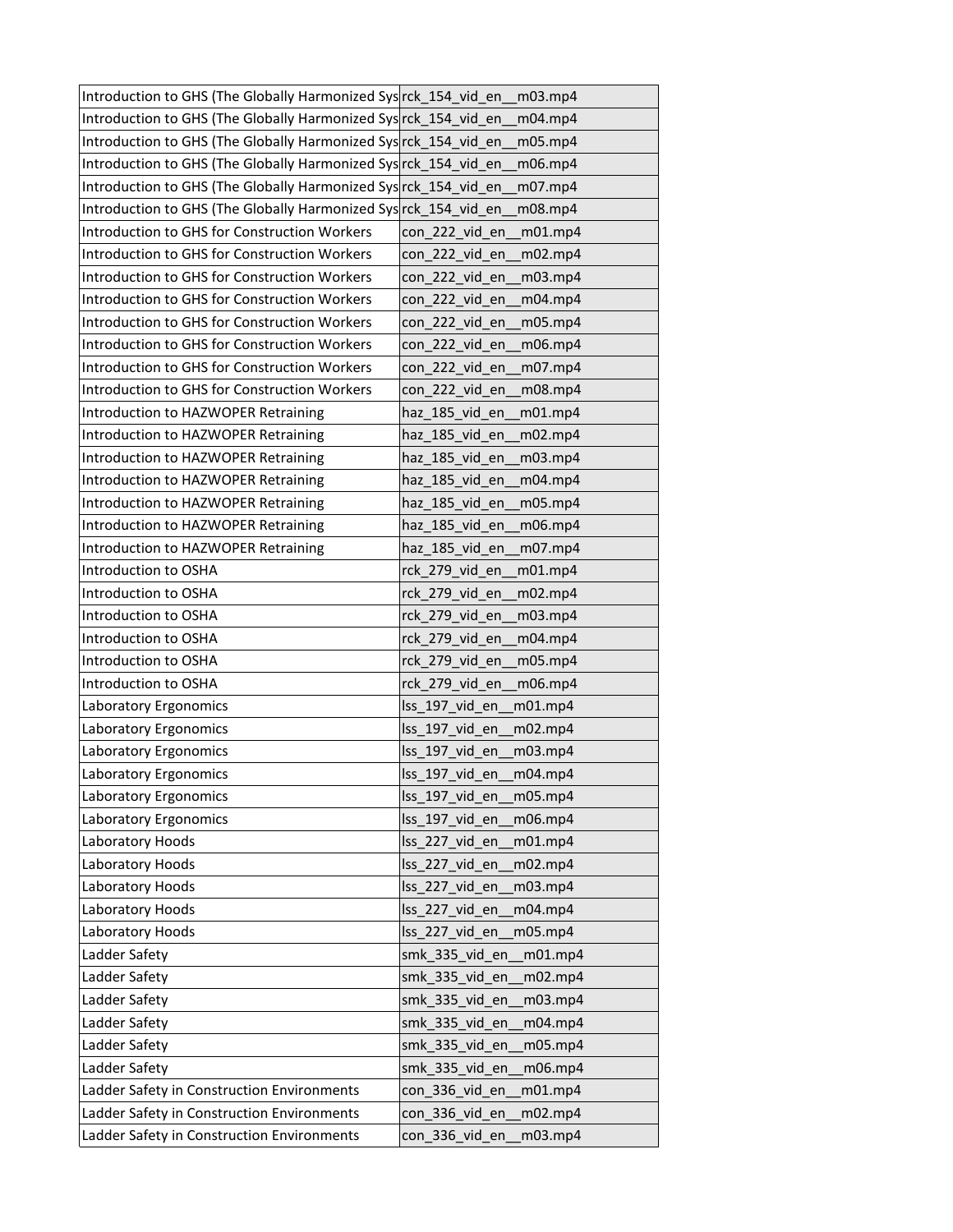| | |
|---|---|
| Introduction to GHS (The Globally Harmonized Sys | rck_154_vid_en__m03.mp4 |
| Introduction to GHS (The Globally Harmonized Sys | rck_154_vid_en__m04.mp4 |
| Introduction to GHS (The Globally Harmonized Sys | rck_154_vid_en__m05.mp4 |
| Introduction to GHS (The Globally Harmonized Sys | rck_154_vid_en__m06.mp4 |
| Introduction to GHS (The Globally Harmonized Sys | rck_154_vid_en__m07.mp4 |
| Introduction to GHS (The Globally Harmonized Sys | rck_154_vid_en__m08.mp4 |
| Introduction to GHS for Construction Workers | con_222_vid_en__m01.mp4 |
| Introduction to GHS for Construction Workers | con_222_vid_en__m02.mp4 |
| Introduction to GHS for Construction Workers | con_222_vid_en__m03.mp4 |
| Introduction to GHS for Construction Workers | con_222_vid_en__m04.mp4 |
| Introduction to GHS for Construction Workers | con_222_vid_en__m05.mp4 |
| Introduction to GHS for Construction Workers | con_222_vid_en__m06.mp4 |
| Introduction to GHS for Construction Workers | con_222_vid_en__m07.mp4 |
| Introduction to GHS for Construction Workers | con_222_vid_en__m08.mp4 |
| Introduction to HAZWOPER Retraining | haz_185_vid_en__m01.mp4 |
| Introduction to HAZWOPER Retraining | haz_185_vid_en__m02.mp4 |
| Introduction to HAZWOPER Retraining | haz_185_vid_en__m03.mp4 |
| Introduction to HAZWOPER Retraining | haz_185_vid_en__m04.mp4 |
| Introduction to HAZWOPER Retraining | haz_185_vid_en__m05.mp4 |
| Introduction to HAZWOPER Retraining | haz_185_vid_en__m06.mp4 |
| Introduction to HAZWOPER Retraining | haz_185_vid_en__m07.mp4 |
| Introduction to OSHA | rck_279_vid_en__m01.mp4 |
| Introduction to OSHA | rck_279_vid_en__m02.mp4 |
| Introduction to OSHA | rck_279_vid_en__m03.mp4 |
| Introduction to OSHA | rck_279_vid_en__m04.mp4 |
| Introduction to OSHA | rck_279_vid_en__m05.mp4 |
| Introduction to OSHA | rck_279_vid_en__m06.mp4 |
| Laboratory Ergonomics | lss_197_vid_en__m01.mp4 |
| Laboratory Ergonomics | lss_197_vid_en__m02.mp4 |
| Laboratory Ergonomics | lss_197_vid_en__m03.mp4 |
| Laboratory Ergonomics | lss_197_vid_en__m04.mp4 |
| Laboratory Ergonomics | lss_197_vid_en__m05.mp4 |
| Laboratory Ergonomics | lss_197_vid_en__m06.mp4 |
| Laboratory Hoods | lss_227_vid_en__m01.mp4 |
| Laboratory Hoods | lss_227_vid_en__m02.mp4 |
| Laboratory Hoods | lss_227_vid_en__m03.mp4 |
| Laboratory Hoods | lss_227_vid_en__m04.mp4 |
| Laboratory Hoods | lss_227_vid_en__m05.mp4 |
| Ladder Safety | smk_335_vid_en__m01.mp4 |
| Ladder Safety | smk_335_vid_en__m02.mp4 |
| Ladder Safety | smk_335_vid_en__m03.mp4 |
| Ladder Safety | smk_335_vid_en__m04.mp4 |
| Ladder Safety | smk_335_vid_en__m05.mp4 |
| Ladder Safety | smk_335_vid_en__m06.mp4 |
| Ladder Safety in Construction Environments | con_336_vid_en__m01.mp4 |
| Ladder Safety in Construction Environments | con_336_vid_en__m02.mp4 |
| Ladder Safety in Construction Environments | con_336_vid_en__m03.mp4 |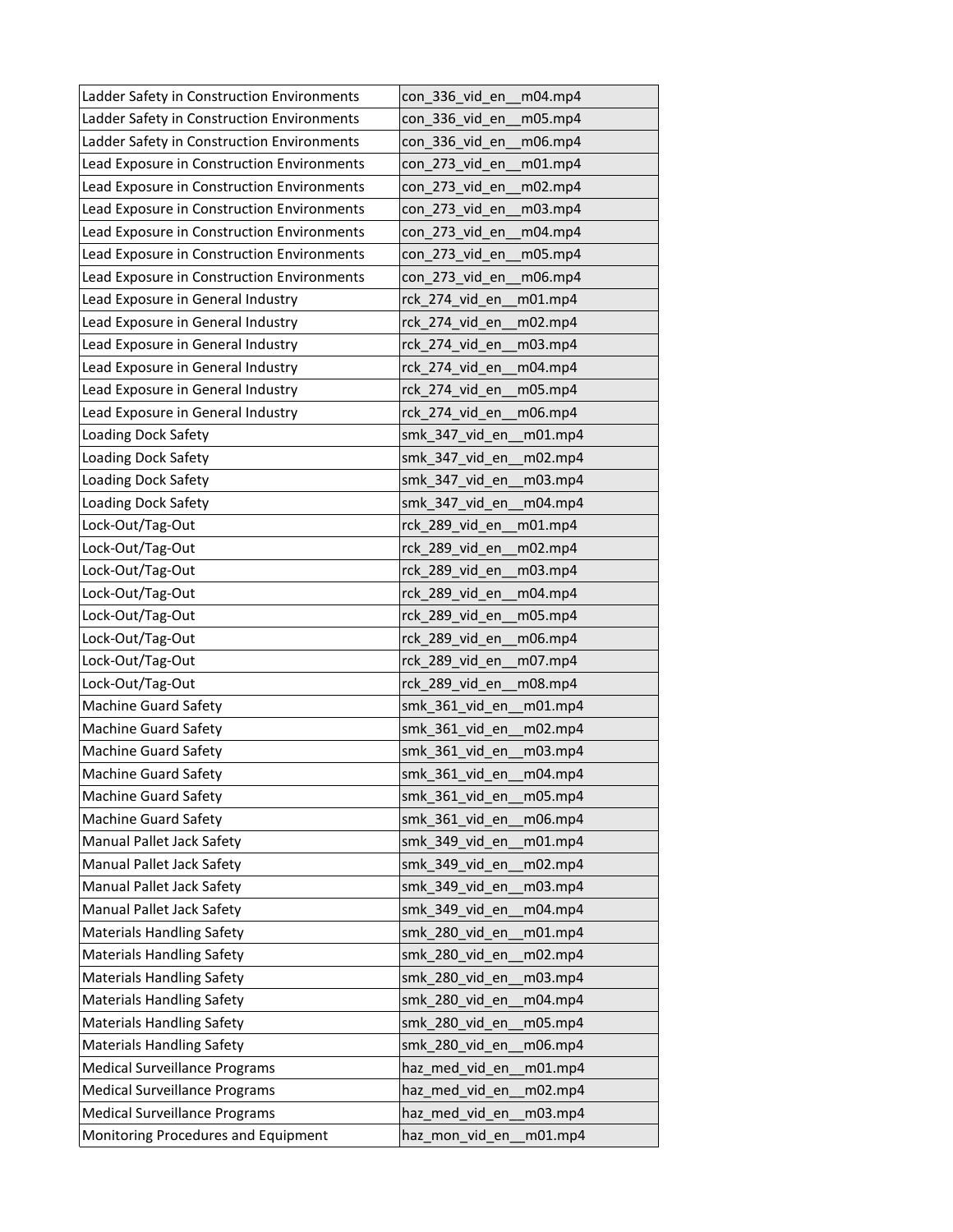| Ladder Safety in Construction Environments | con_336_vid_en__m04.mp4 |
|---|---|
| Ladder Safety in Construction Environments | con_336_vid_en__m05.mp4 |
| Ladder Safety in Construction Environments | con_336_vid_en__m06.mp4 |
| Lead Exposure in Construction Environments | con_273_vid_en__m01.mp4 |
| Lead Exposure in Construction Environments | con_273_vid_en__m02.mp4 |
| Lead Exposure in Construction Environments | con_273_vid_en__m03.mp4 |
| Lead Exposure in Construction Environments | con_273_vid_en__m04.mp4 |
| Lead Exposure in Construction Environments | con_273_vid_en__m05.mp4 |
| Lead Exposure in Construction Environments | con_273_vid_en__m06.mp4 |
| Lead Exposure in General Industry | rck_274_vid_en__m01.mp4 |
| Lead Exposure in General Industry | rck_274_vid_en__m02.mp4 |
| Lead Exposure in General Industry | rck_274_vid_en__m03.mp4 |
| Lead Exposure in General Industry | rck_274_vid_en__m04.mp4 |
| Lead Exposure in General Industry | rck_274_vid_en__m05.mp4 |
| Lead Exposure in General Industry | rck_274_vid_en__m06.mp4 |
| Loading Dock Safety | smk_347_vid_en__m01.mp4 |
| Loading Dock Safety | smk_347_vid_en__m02.mp4 |
| Loading Dock Safety | smk_347_vid_en__m03.mp4 |
| Loading Dock Safety | smk_347_vid_en__m04.mp4 |
| Lock-Out/Tag-Out | rck_289_vid_en__m01.mp4 |
| Lock-Out/Tag-Out | rck_289_vid_en__m02.mp4 |
| Lock-Out/Tag-Out | rck_289_vid_en__m03.mp4 |
| Lock-Out/Tag-Out | rck_289_vid_en__m04.mp4 |
| Lock-Out/Tag-Out | rck_289_vid_en__m05.mp4 |
| Lock-Out/Tag-Out | rck_289_vid_en__m06.mp4 |
| Lock-Out/Tag-Out | rck_289_vid_en__m07.mp4 |
| Lock-Out/Tag-Out | rck_289_vid_en__m08.mp4 |
| Machine Guard Safety | smk_361_vid_en__m01.mp4 |
| Machine Guard Safety | smk_361_vid_en__m02.mp4 |
| Machine Guard Safety | smk_361_vid_en__m03.mp4 |
| Machine Guard Safety | smk_361_vid_en__m04.mp4 |
| Machine Guard Safety | smk_361_vid_en__m05.mp4 |
| Machine Guard Safety | smk_361_vid_en__m06.mp4 |
| Manual Pallet Jack Safety | smk_349_vid_en__m01.mp4 |
| Manual Pallet Jack Safety | smk_349_vid_en__m02.mp4 |
| Manual Pallet Jack Safety | smk_349_vid_en__m03.mp4 |
| Manual Pallet Jack Safety | smk_349_vid_en__m04.mp4 |
| Materials Handling Safety | smk_280_vid_en__m01.mp4 |
| Materials Handling Safety | smk_280_vid_en__m02.mp4 |
| Materials Handling Safety | smk_280_vid_en__m03.mp4 |
| Materials Handling Safety | smk_280_vid_en__m04.mp4 |
| Materials Handling Safety | smk_280_vid_en__m05.mp4 |
| Materials Handling Safety | smk_280_vid_en__m06.mp4 |
| Medical Surveillance Programs | haz_med_vid_en__m01.mp4 |
| Medical Surveillance Programs | haz_med_vid_en__m02.mp4 |
| Medical Surveillance Programs | haz_med_vid_en__m03.mp4 |
| Monitoring Procedures and Equipment | haz_mon_vid_en__m01.mp4 |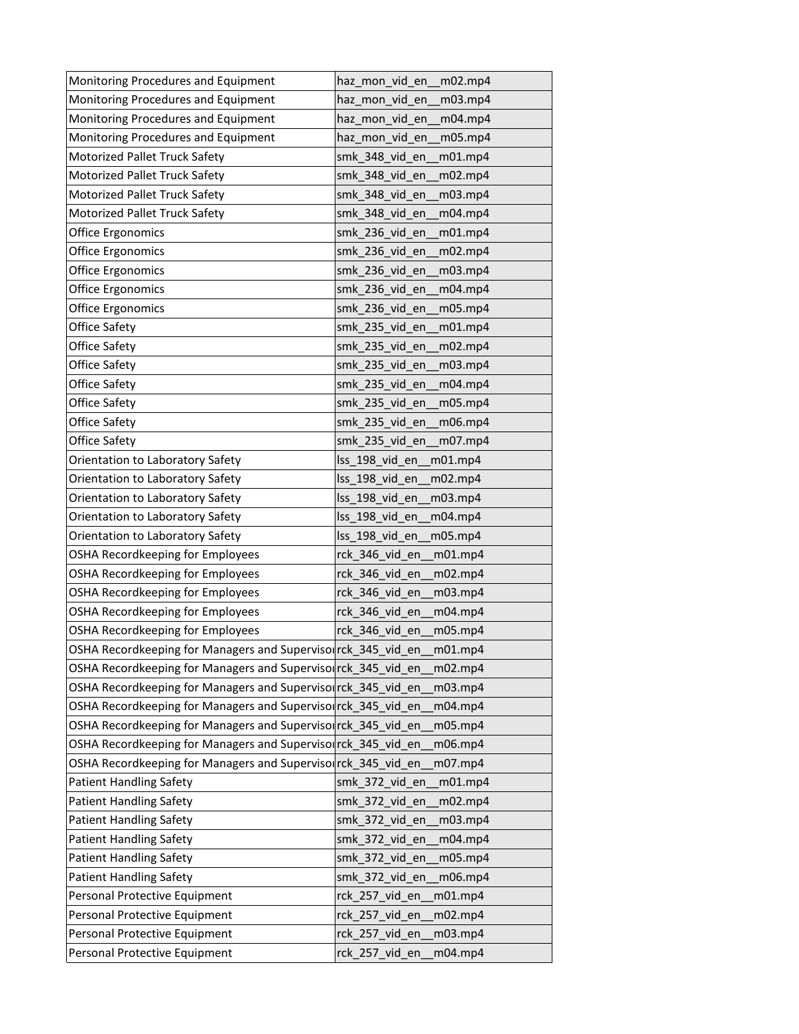| Monitoring Procedures and Equipment | haz_mon_vid_en__m02.mp4 |
|---|---|
| Monitoring Procedures and Equipment | haz_mon_vid_en__m03.mp4 |
| Monitoring Procedures and Equipment | haz_mon_vid_en__m04.mp4 |
| Monitoring Procedures and Equipment | haz_mon_vid_en__m05.mp4 |
| Motorized Pallet Truck Safety | smk_348_vid_en__m01.mp4 |
| Motorized Pallet Truck Safety | smk_348_vid_en__m02.mp4 |
| Motorized Pallet Truck Safety | smk_348_vid_en__m03.mp4 |
| Motorized Pallet Truck Safety | smk_348_vid_en__m04.mp4 |
| Office Ergonomics | smk_236_vid_en__m01.mp4 |
| Office Ergonomics | smk_236_vid_en__m02.mp4 |
| Office Ergonomics | smk_236_vid_en__m03.mp4 |
| Office Ergonomics | smk_236_vid_en__m04.mp4 |
| Office Ergonomics | smk_236_vid_en__m05.mp4 |
| Office Safety | smk_235_vid_en__m01.mp4 |
| Office Safety | smk_235_vid_en__m02.mp4 |
| Office Safety | smk_235_vid_en__m03.mp4 |
| Office Safety | smk_235_vid_en__m04.mp4 |
| Office Safety | smk_235_vid_en__m05.mp4 |
| Office Safety | smk_235_vid_en__m06.mp4 |
| Office Safety | smk_235_vid_en__m07.mp4 |
| Orientation to Laboratory Safety | lss_198_vid_en__m01.mp4 |
| Orientation to Laboratory Safety | lss_198_vid_en__m02.mp4 |
| Orientation to Laboratory Safety | lss_198_vid_en__m03.mp4 |
| Orientation to Laboratory Safety | lss_198_vid_en__m04.mp4 |
| Orientation to Laboratory Safety | lss_198_vid_en__m05.mp4 |
| OSHA Recordkeeping for Employees | rck_346_vid_en__m01.mp4 |
| OSHA Recordkeeping for Employees | rck_346_vid_en__m02.mp4 |
| OSHA Recordkeeping for Employees | rck_346_vid_en__m03.mp4 |
| OSHA Recordkeeping for Employees | rck_346_vid_en__m04.mp4 |
| OSHA Recordkeeping for Employees | rck_346_vid_en__m05.mp4 |
| OSHA Recordkeeping for Managers and Supervisors | rck_345_vid_en__m01.mp4 |
| OSHA Recordkeeping for Managers and Supervisors | rck_345_vid_en__m02.mp4 |
| OSHA Recordkeeping for Managers and Supervisors | rck_345_vid_en__m03.mp4 |
| OSHA Recordkeeping for Managers and Supervisors | rck_345_vid_en__m04.mp4 |
| OSHA Recordkeeping for Managers and Supervisors | rck_345_vid_en__m05.mp4 |
| OSHA Recordkeeping for Managers and Supervisors | rck_345_vid_en__m06.mp4 |
| OSHA Recordkeeping for Managers and Supervisors | rck_345_vid_en__m07.mp4 |
| Patient Handling Safety | smk_372_vid_en__m01.mp4 |
| Patient Handling Safety | smk_372_vid_en__m02.mp4 |
| Patient Handling Safety | smk_372_vid_en__m03.mp4 |
| Patient Handling Safety | smk_372_vid_en__m04.mp4 |
| Patient Handling Safety | smk_372_vid_en__m05.mp4 |
| Patient Handling Safety | smk_372_vid_en__m06.mp4 |
| Personal Protective Equipment | rck_257_vid_en__m01.mp4 |
| Personal Protective Equipment | rck_257_vid_en__m02.mp4 |
| Personal Protective Equipment | rck_257_vid_en__m03.mp4 |
| Personal Protective Equipment | rck_257_vid_en__m04.mp4 |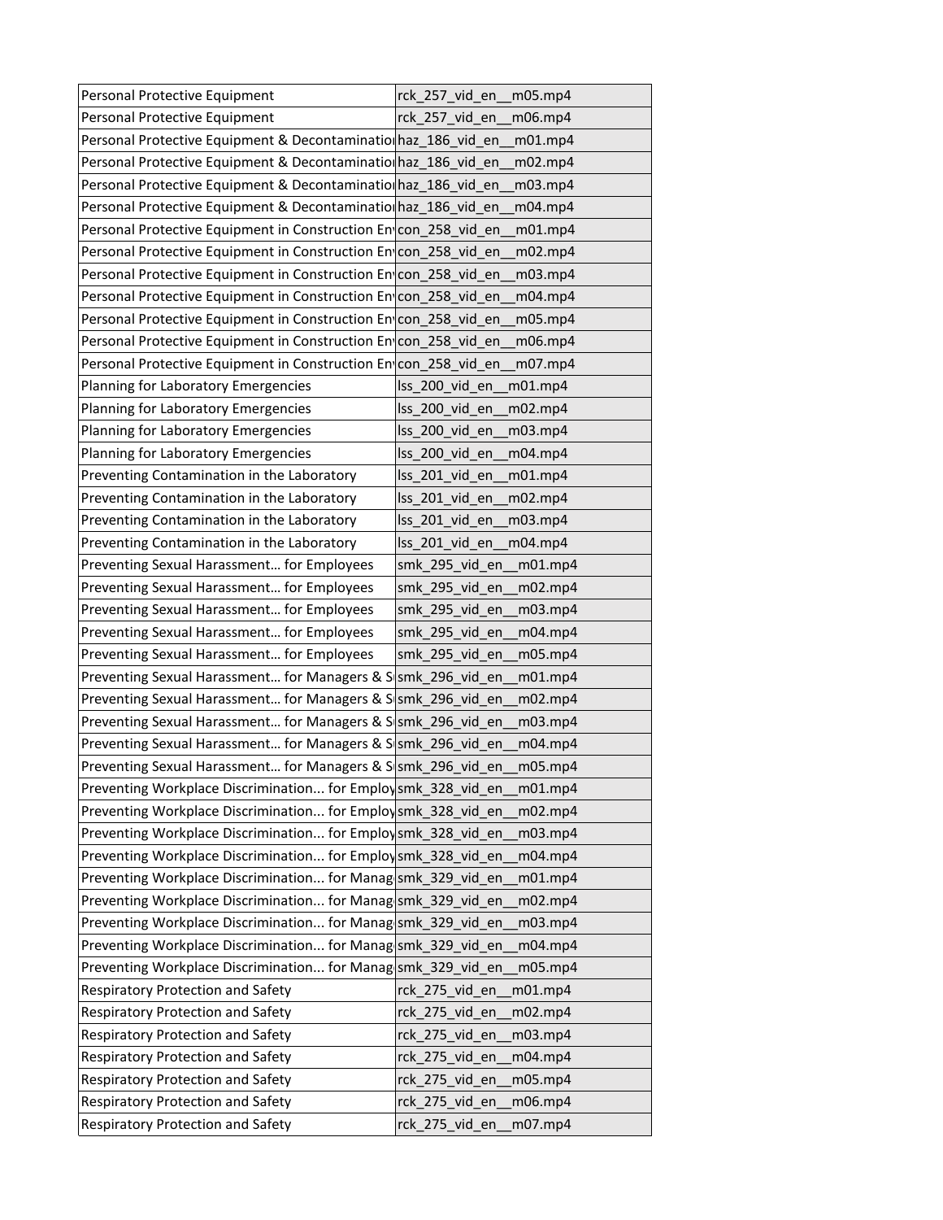| | |
|---|---|
| Personal Protective Equipment | rck_257_vid_en__m05.mp4 |
| Personal Protective Equipment | rck_257_vid_en__m06.mp4 |
| Personal Protective Equipment & Decontaminatio | haz_186_vid_en__m01.mp4 |
| Personal Protective Equipment & Decontaminatio | haz_186_vid_en__m02.mp4 |
| Personal Protective Equipment & Decontaminatio | haz_186_vid_en__m03.mp4 |
| Personal Protective Equipment & Decontaminatio | haz_186_vid_en__m04.mp4 |
| Personal Protective Equipment in Construction En | con_258_vid_en__m01.mp4 |
| Personal Protective Equipment in Construction En | con_258_vid_en__m02.mp4 |
| Personal Protective Equipment in Construction En | con_258_vid_en__m03.mp4 |
| Personal Protective Equipment in Construction En | con_258_vid_en__m04.mp4 |
| Personal Protective Equipment in Construction En | con_258_vid_en__m05.mp4 |
| Personal Protective Equipment in Construction En | con_258_vid_en__m06.mp4 |
| Personal Protective Equipment in Construction En | con_258_vid_en__m07.mp4 |
| Planning for Laboratory Emergencies | lss_200_vid_en__m01.mp4 |
| Planning for Laboratory Emergencies | lss_200_vid_en__m02.mp4 |
| Planning for Laboratory Emergencies | lss_200_vid_en__m03.mp4 |
| Planning for Laboratory Emergencies | lss_200_vid_en__m04.mp4 |
| Preventing Contamination in the Laboratory | lss_201_vid_en__m01.mp4 |
| Preventing Contamination in the Laboratory | lss_201_vid_en__m02.mp4 |
| Preventing Contamination in the Laboratory | lss_201_vid_en__m03.mp4 |
| Preventing Contamination in the Laboratory | lss_201_vid_en__m04.mp4 |
| Preventing Sexual Harassment… for Employees | smk_295_vid_en__m01.mp4 |
| Preventing Sexual Harassment… for Employees | smk_295_vid_en__m02.mp4 |
| Preventing Sexual Harassment… for Employees | smk_295_vid_en__m03.mp4 |
| Preventing Sexual Harassment… for Employees | smk_295_vid_en__m04.mp4 |
| Preventing Sexual Harassment… for Employees | smk_295_vid_en__m05.mp4 |
| Preventing Sexual Harassment… for Managers & S | smk_296_vid_en__m01.mp4 |
| Preventing Sexual Harassment… for Managers & S | smk_296_vid_en__m02.mp4 |
| Preventing Sexual Harassment… for Managers & S | smk_296_vid_en__m03.mp4 |
| Preventing Sexual Harassment… for Managers & S | smk_296_vid_en__m04.mp4 |
| Preventing Sexual Harassment… for Managers & S | smk_296_vid_en__m05.mp4 |
| Preventing Workplace Discrimination... for Employ | smk_328_vid_en__m01.mp4 |
| Preventing Workplace Discrimination... for Employ | smk_328_vid_en__m02.mp4 |
| Preventing Workplace Discrimination... for Employ | smk_328_vid_en__m03.mp4 |
| Preventing Workplace Discrimination... for Employ | smk_328_vid_en__m04.mp4 |
| Preventing Workplace Discrimination... for Manag | smk_329_vid_en__m01.mp4 |
| Preventing Workplace Discrimination... for Manag | smk_329_vid_en__m02.mp4 |
| Preventing Workplace Discrimination... for Manag | smk_329_vid_en__m03.mp4 |
| Preventing Workplace Discrimination... for Manag | smk_329_vid_en__m04.mp4 |
| Preventing Workplace Discrimination... for Manag | smk_329_vid_en__m05.mp4 |
| Respiratory Protection and Safety | rck_275_vid_en__m01.mp4 |
| Respiratory Protection and Safety | rck_275_vid_en__m02.mp4 |
| Respiratory Protection and Safety | rck_275_vid_en__m03.mp4 |
| Respiratory Protection and Safety | rck_275_vid_en__m04.mp4 |
| Respiratory Protection and Safety | rck_275_vid_en__m05.mp4 |
| Respiratory Protection and Safety | rck_275_vid_en__m06.mp4 |
| Respiratory Protection and Safety | rck_275_vid_en__m07.mp4 |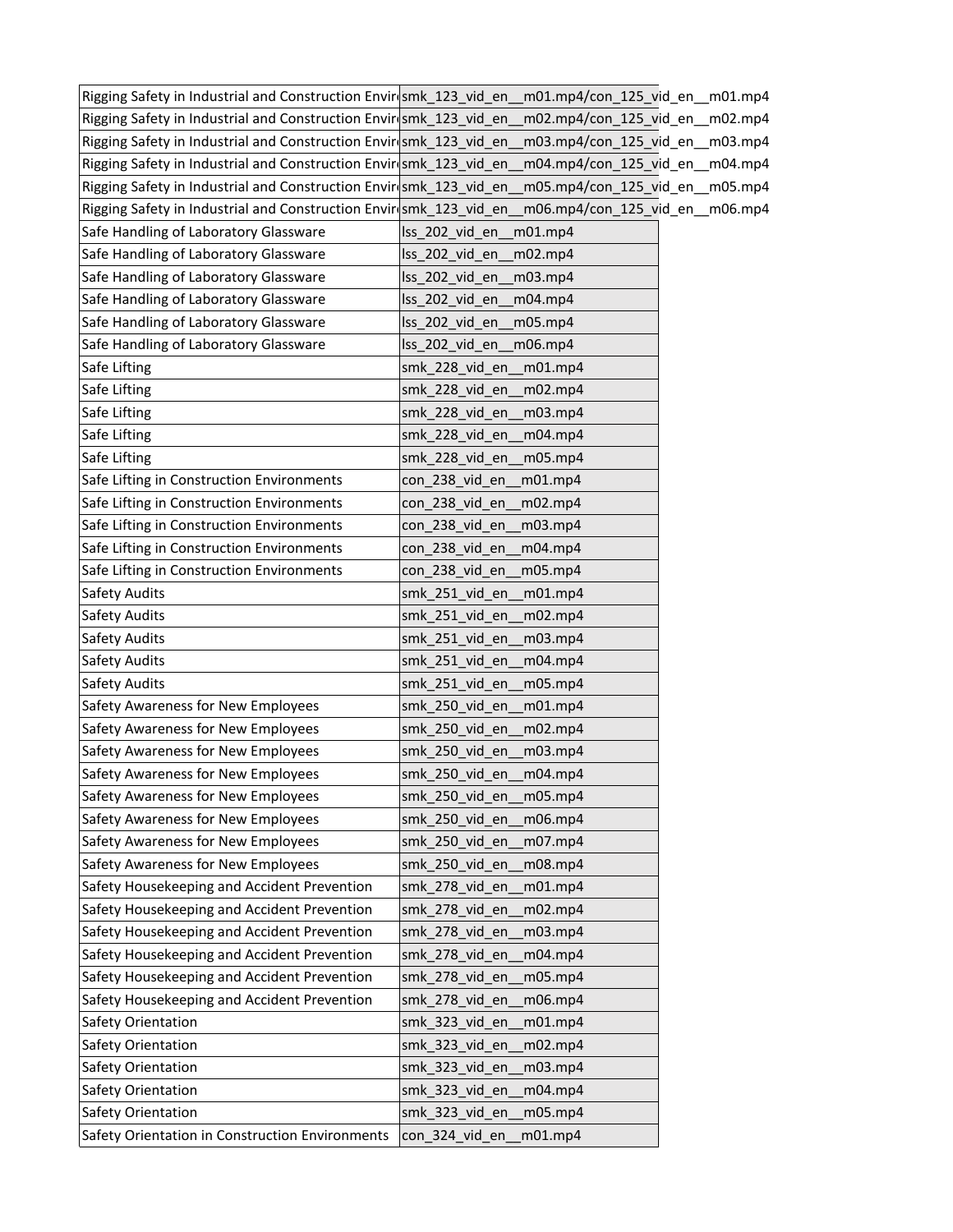| | |
|---|---|
| Rigging Safety in Industrial and Construction Envir | smk_123_vid_en__m01.mp4/con_125_vid_en__m01.mp4 |
| Rigging Safety in Industrial and Construction Envir | smk_123_vid_en__m02.mp4/con_125_vid_en__m02.mp4 |
| Rigging Safety in Industrial and Construction Envir | smk_123_vid_en__m03.mp4/con_125_vid_en__m03.mp4 |
| Rigging Safety in Industrial and Construction Envir | smk_123_vid_en__m04.mp4/con_125_vid_en__m04.mp4 |
| Rigging Safety in Industrial and Construction Envir | smk_123_vid_en__m05.mp4/con_125_vid_en__m05.mp4 |
| Rigging Safety in Industrial and Construction Envir | smk_123_vid_en__m06.mp4/con_125_vid_en__m06.mp4 |
| Safe Handling of Laboratory Glassware | lss_202_vid_en__m01.mp4 |
| Safe Handling of Laboratory Glassware | lss_202_vid_en__m02.mp4 |
| Safe Handling of Laboratory Glassware | lss_202_vid_en__m03.mp4 |
| Safe Handling of Laboratory Glassware | lss_202_vid_en__m04.mp4 |
| Safe Handling of Laboratory Glassware | lss_202_vid_en__m05.mp4 |
| Safe Handling of Laboratory Glassware | lss_202_vid_en__m06.mp4 |
| Safe Lifting | smk_228_vid_en__m01.mp4 |
| Safe Lifting | smk_228_vid_en__m02.mp4 |
| Safe Lifting | smk_228_vid_en__m03.mp4 |
| Safe Lifting | smk_228_vid_en__m04.mp4 |
| Safe Lifting | smk_228_vid_en__m05.mp4 |
| Safe Lifting in Construction Environments | con_238_vid_en__m01.mp4 |
| Safe Lifting in Construction Environments | con_238_vid_en__m02.mp4 |
| Safe Lifting in Construction Environments | con_238_vid_en__m03.mp4 |
| Safe Lifting in Construction Environments | con_238_vid_en__m04.mp4 |
| Safe Lifting in Construction Environments | con_238_vid_en__m05.mp4 |
| Safety Audits | smk_251_vid_en__m01.mp4 |
| Safety Audits | smk_251_vid_en__m02.mp4 |
| Safety Audits | smk_251_vid_en__m03.mp4 |
| Safety Audits | smk_251_vid_en__m04.mp4 |
| Safety Audits | smk_251_vid_en__m05.mp4 |
| Safety Awareness for New Employees | smk_250_vid_en__m01.mp4 |
| Safety Awareness for New Employees | smk_250_vid_en__m02.mp4 |
| Safety Awareness for New Employees | smk_250_vid_en__m03.mp4 |
| Safety Awareness for New Employees | smk_250_vid_en__m04.mp4 |
| Safety Awareness for New Employees | smk_250_vid_en__m05.mp4 |
| Safety Awareness for New Employees | smk_250_vid_en__m06.mp4 |
| Safety Awareness for New Employees | smk_250_vid_en__m07.mp4 |
| Safety Awareness for New Employees | smk_250_vid_en__m08.mp4 |
| Safety Housekeeping and Accident Prevention | smk_278_vid_en__m01.mp4 |
| Safety Housekeeping and Accident Prevention | smk_278_vid_en__m02.mp4 |
| Safety Housekeeping and Accident Prevention | smk_278_vid_en__m03.mp4 |
| Safety Housekeeping and Accident Prevention | smk_278_vid_en__m04.mp4 |
| Safety Housekeeping and Accident Prevention | smk_278_vid_en__m05.mp4 |
| Safety Housekeeping and Accident Prevention | smk_278_vid_en__m06.mp4 |
| Safety Orientation | smk_323_vid_en__m01.mp4 |
| Safety Orientation | smk_323_vid_en__m02.mp4 |
| Safety Orientation | smk_323_vid_en__m03.mp4 |
| Safety Orientation | smk_323_vid_en__m04.mp4 |
| Safety Orientation | smk_323_vid_en__m05.mp4 |
| Safety Orientation in Construction Environments | con_324_vid_en__m01.mp4 |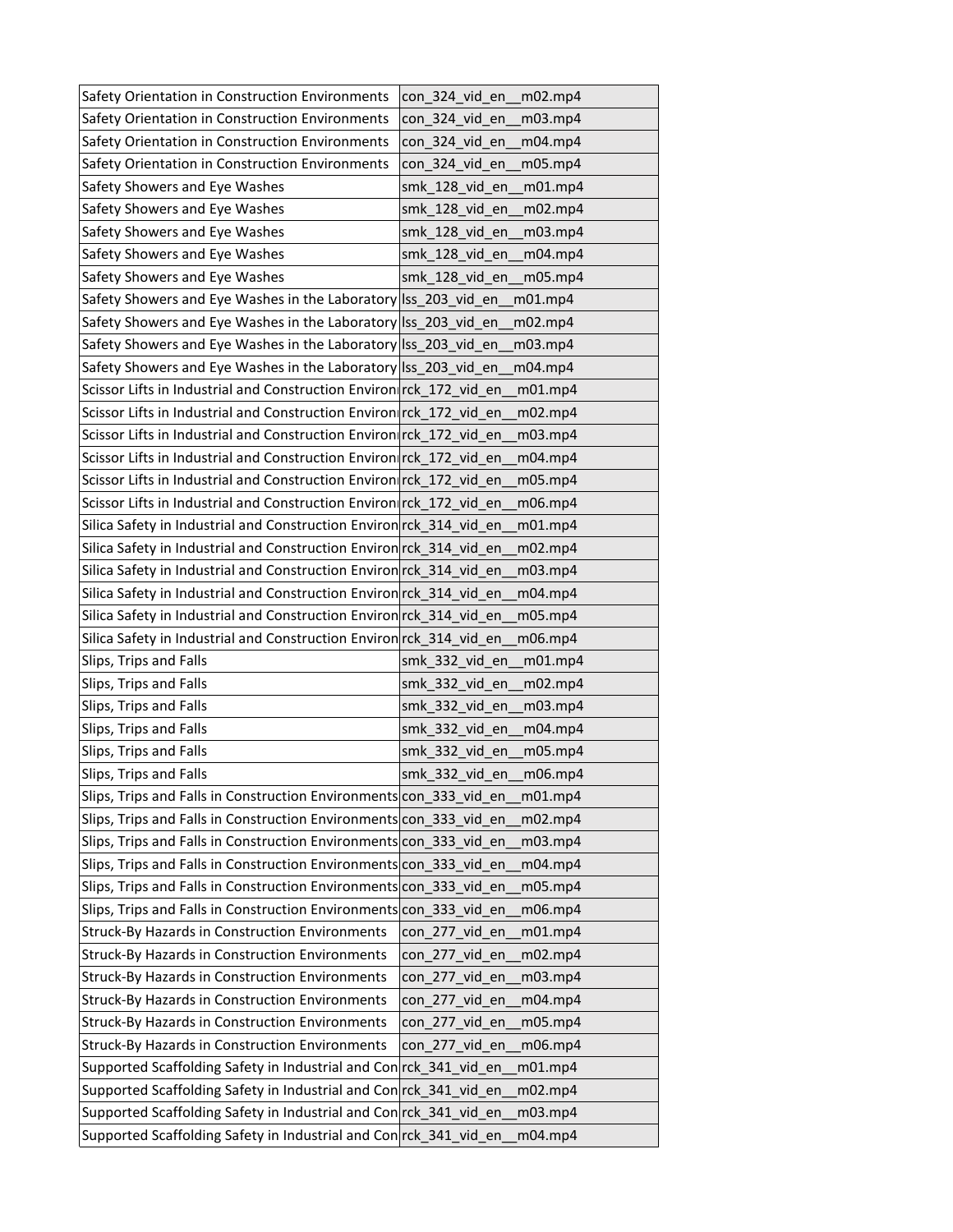| Safety Orientation in Construction Environments | con_324_vid_en__m02.mp4 |
|---|---|
| Safety Orientation in Construction Environments | con_324_vid_en__m03.mp4 |
| Safety Orientation in Construction Environments | con_324_vid_en__m04.mp4 |
| Safety Orientation in Construction Environments | con_324_vid_en__m05.mp4 |
| Safety Showers and Eye Washes | smk_128_vid_en__m01.mp4 |
| Safety Showers and Eye Washes | smk_128_vid_en__m02.mp4 |
| Safety Showers and Eye Washes | smk_128_vid_en__m03.mp4 |
| Safety Showers and Eye Washes | smk_128_vid_en__m04.mp4 |
| Safety Showers and Eye Washes | smk_128_vid_en__m05.mp4 |
| Safety Showers and Eye Washes in the Laboratory | lss_203_vid_en__m01.mp4 |
| Safety Showers and Eye Washes in the Laboratory | lss_203_vid_en__m02.mp4 |
| Safety Showers and Eye Washes in the Laboratory | lss_203_vid_en__m03.mp4 |
| Safety Showers and Eye Washes in the Laboratory | lss_203_vid_en__m04.mp4 |
| Scissor Lifts in Industrial and Construction Environ | rck_172_vid_en__m01.mp4 |
| Scissor Lifts in Industrial and Construction Environ | rck_172_vid_en__m02.mp4 |
| Scissor Lifts in Industrial and Construction Environ | rck_172_vid_en__m03.mp4 |
| Scissor Lifts in Industrial and Construction Environ | rck_172_vid_en__m04.mp4 |
| Scissor Lifts in Industrial and Construction Environ | rck_172_vid_en__m05.mp4 |
| Scissor Lifts in Industrial and Construction Environ | rck_172_vid_en__m06.mp4 |
| Silica Safety in Industrial and Construction Environ | rck_314_vid_en__m01.mp4 |
| Silica Safety in Industrial and Construction Environ | rck_314_vid_en__m02.mp4 |
| Silica Safety in Industrial and Construction Environ | rck_314_vid_en__m03.mp4 |
| Silica Safety in Industrial and Construction Environ | rck_314_vid_en__m04.mp4 |
| Silica Safety in Industrial and Construction Environ | rck_314_vid_en__m05.mp4 |
| Silica Safety in Industrial and Construction Environ | rck_314_vid_en__m06.mp4 |
| Slips, Trips and Falls | smk_332_vid_en__m01.mp4 |
| Slips, Trips and Falls | smk_332_vid_en__m02.mp4 |
| Slips, Trips and Falls | smk_332_vid_en__m03.mp4 |
| Slips, Trips and Falls | smk_332_vid_en__m04.mp4 |
| Slips, Trips and Falls | smk_332_vid_en__m05.mp4 |
| Slips, Trips and Falls | smk_332_vid_en__m06.mp4 |
| Slips, Trips and Falls in Construction Environments | con_333_vid_en__m01.mp4 |
| Slips, Trips and Falls in Construction Environments | con_333_vid_en__m02.mp4 |
| Slips, Trips and Falls in Construction Environments | con_333_vid_en__m03.mp4 |
| Slips, Trips and Falls in Construction Environments | con_333_vid_en__m04.mp4 |
| Slips, Trips and Falls in Construction Environments | con_333_vid_en__m05.mp4 |
| Slips, Trips and Falls in Construction Environments | con_333_vid_en__m06.mp4 |
| Struck-By Hazards in Construction Environments | con_277_vid_en__m01.mp4 |
| Struck-By Hazards in Construction Environments | con_277_vid_en__m02.mp4 |
| Struck-By Hazards in Construction Environments | con_277_vid_en__m03.mp4 |
| Struck-By Hazards in Construction Environments | con_277_vid_en__m04.mp4 |
| Struck-By Hazards in Construction Environments | con_277_vid_en__m05.mp4 |
| Struck-By Hazards in Construction Environments | con_277_vid_en__m06.mp4 |
| Supported Scaffolding Safety in Industrial and Con | rck_341_vid_en__m01.mp4 |
| Supported Scaffolding Safety in Industrial and Con | rck_341_vid_en__m02.mp4 |
| Supported Scaffolding Safety in Industrial and Con | rck_341_vid_en__m03.mp4 |
| Supported Scaffolding Safety in Industrial and Con | rck_341_vid_en__m04.mp4 |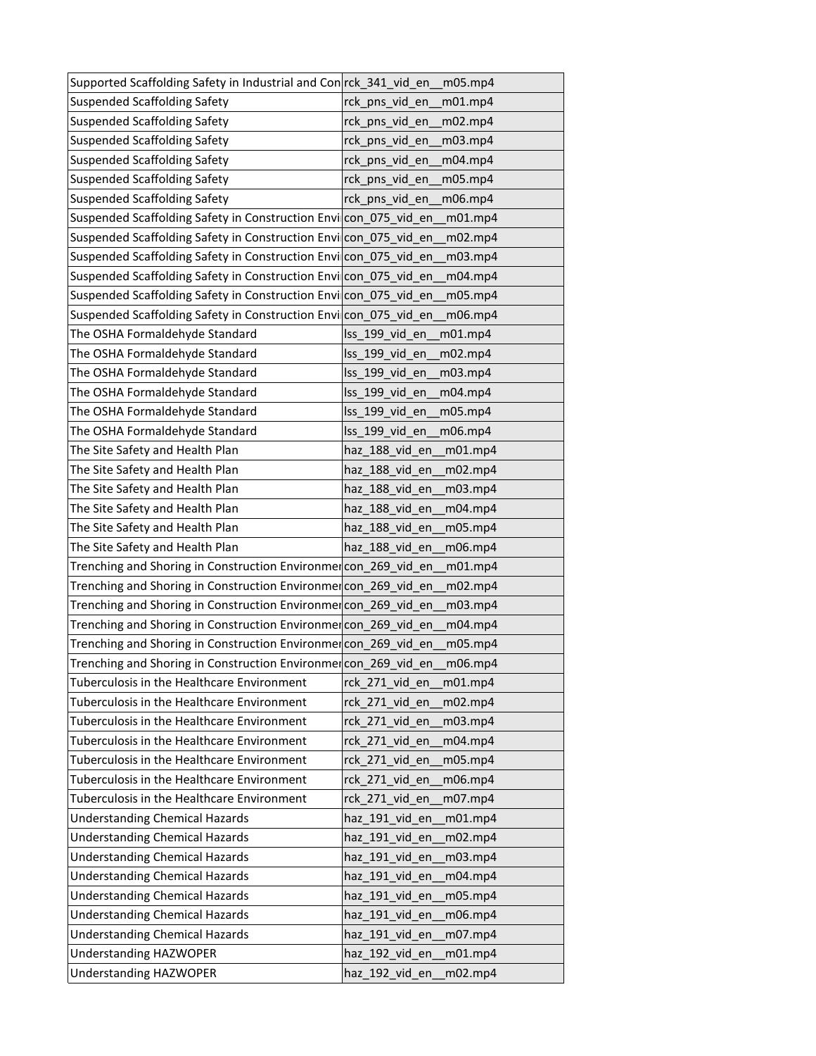| Supported Scaffolding Safety in Industrial and Con | rck_341_vid_en__m05.mp4 |
|---|---|
| Suspended Scaffolding Safety | rck_pns_vid_en__m01.mp4 |
| Suspended Scaffolding Safety | rck_pns_vid_en__m02.mp4 |
| Suspended Scaffolding Safety | rck_pns_vid_en__m03.mp4 |
| Suspended Scaffolding Safety | rck_pns_vid_en__m04.mp4 |
| Suspended Scaffolding Safety | rck_pns_vid_en__m05.mp4 |
| Suspended Scaffolding Safety | rck_pns_vid_en__m06.mp4 |
| Suspended Scaffolding Safety in Construction Envi | con_075_vid_en__m01.mp4 |
| Suspended Scaffolding Safety in Construction Envi | con_075_vid_en__m02.mp4 |
| Suspended Scaffolding Safety in Construction Envi | con_075_vid_en__m03.mp4 |
| Suspended Scaffolding Safety in Construction Envi | con_075_vid_en__m04.mp4 |
| Suspended Scaffolding Safety in Construction Envi | con_075_vid_en__m05.mp4 |
| Suspended Scaffolding Safety in Construction Envi | con_075_vid_en__m06.mp4 |
| The OSHA Formaldehyde Standard | lss_199_vid_en__m01.mp4 |
| The OSHA Formaldehyde Standard | lss_199_vid_en__m02.mp4 |
| The OSHA Formaldehyde Standard | lss_199_vid_en__m03.mp4 |
| The OSHA Formaldehyde Standard | lss_199_vid_en__m04.mp4 |
| The OSHA Formaldehyde Standard | lss_199_vid_en__m05.mp4 |
| The OSHA Formaldehyde Standard | lss_199_vid_en__m06.mp4 |
| The Site Safety and Health Plan | haz_188_vid_en__m01.mp4 |
| The Site Safety and Health Plan | haz_188_vid_en__m02.mp4 |
| The Site Safety and Health Plan | haz_188_vid_en__m03.mp4 |
| The Site Safety and Health Plan | haz_188_vid_en__m04.mp4 |
| The Site Safety and Health Plan | haz_188_vid_en__m05.mp4 |
| The Site Safety and Health Plan | haz_188_vid_en__m06.mp4 |
| Trenching and Shoring in Construction Environme | con_269_vid_en__m01.mp4 |
| Trenching and Shoring in Construction Environme | con_269_vid_en__m02.mp4 |
| Trenching and Shoring in Construction Environme | con_269_vid_en__m03.mp4 |
| Trenching and Shoring in Construction Environme | con_269_vid_en__m04.mp4 |
| Trenching and Shoring in Construction Environme | con_269_vid_en__m05.mp4 |
| Trenching and Shoring in Construction Environme | con_269_vid_en__m06.mp4 |
| Tuberculosis in the Healthcare Environment | rck_271_vid_en__m01.mp4 |
| Tuberculosis in the Healthcare Environment | rck_271_vid_en__m02.mp4 |
| Tuberculosis in the Healthcare Environment | rck_271_vid_en__m03.mp4 |
| Tuberculosis in the Healthcare Environment | rck_271_vid_en__m04.mp4 |
| Tuberculosis in the Healthcare Environment | rck_271_vid_en__m05.mp4 |
| Tuberculosis in the Healthcare Environment | rck_271_vid_en__m06.mp4 |
| Tuberculosis in the Healthcare Environment | rck_271_vid_en__m07.mp4 |
| Understanding Chemical Hazards | haz_191_vid_en__m01.mp4 |
| Understanding Chemical Hazards | haz_191_vid_en__m02.mp4 |
| Understanding Chemical Hazards | haz_191_vid_en__m03.mp4 |
| Understanding Chemical Hazards | haz_191_vid_en__m04.mp4 |
| Understanding Chemical Hazards | haz_191_vid_en__m05.mp4 |
| Understanding Chemical Hazards | haz_191_vid_en__m06.mp4 |
| Understanding Chemical Hazards | haz_191_vid_en__m07.mp4 |
| Understanding HAZWOPER | haz_192_vid_en__m01.mp4 |
| Understanding HAZWOPER | haz_192_vid_en__m02.mp4 |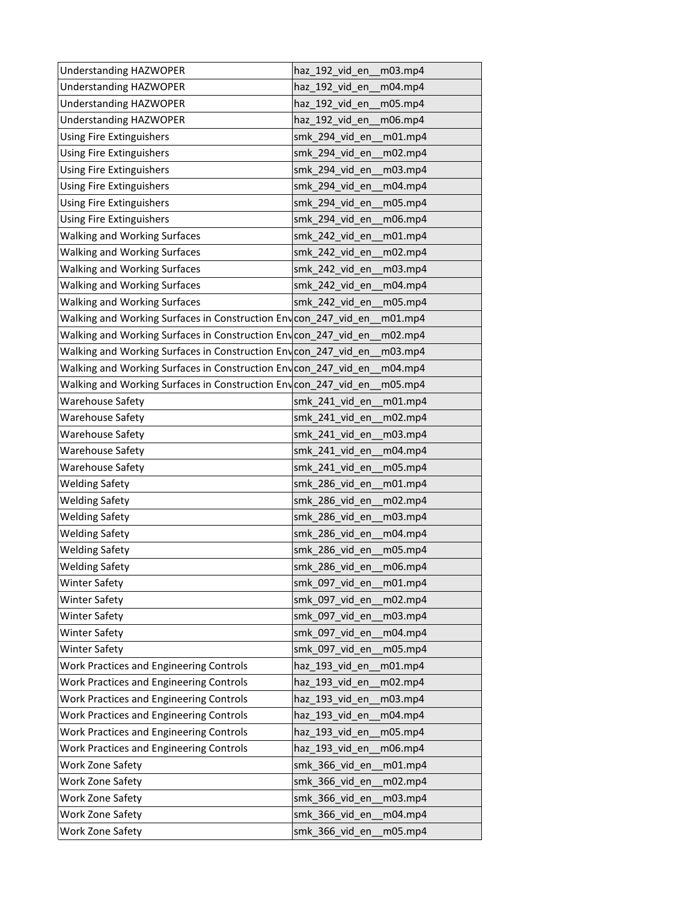| Understanding HAZWOPER | haz_192_vid_en__m03.mp4 |
|---|---|
| Understanding HAZWOPER | haz_192_vid_en__m04.mp4 |
| Understanding HAZWOPER | haz_192_vid_en__m05.mp4 |
| Understanding HAZWOPER | haz_192_vid_en__m06.mp4 |
| Using Fire Extinguishers | smk_294_vid_en__m01.mp4 |
| Using Fire Extinguishers | smk_294_vid_en__m02.mp4 |
| Using Fire Extinguishers | smk_294_vid_en__m03.mp4 |
| Using Fire Extinguishers | smk_294_vid_en__m04.mp4 |
| Using Fire Extinguishers | smk_294_vid_en__m05.mp4 |
| Using Fire Extinguishers | smk_294_vid_en__m06.mp4 |
| Walking and Working Surfaces | smk_242_vid_en__m01.mp4 |
| Walking and Working Surfaces | smk_242_vid_en__m02.mp4 |
| Walking and Working Surfaces | smk_242_vid_en__m03.mp4 |
| Walking and Working Surfaces | smk_242_vid_en__m04.mp4 |
| Walking and Working Surfaces | smk_242_vid_en__m05.mp4 |
| Walking and Working Surfaces in Construction Env | con_247_vid_en__m01.mp4 |
| Walking and Working Surfaces in Construction Env | con_247_vid_en__m02.mp4 |
| Walking and Working Surfaces in Construction Env | con_247_vid_en__m03.mp4 |
| Walking and Working Surfaces in Construction Env | con_247_vid_en__m04.mp4 |
| Walking and Working Surfaces in Construction Env | con_247_vid_en__m05.mp4 |
| Warehouse Safety | smk_241_vid_en__m01.mp4 |
| Warehouse Safety | smk_241_vid_en__m02.mp4 |
| Warehouse Safety | smk_241_vid_en__m03.mp4 |
| Warehouse Safety | smk_241_vid_en__m04.mp4 |
| Warehouse Safety | smk_241_vid_en__m05.mp4 |
| Welding Safety | smk_286_vid_en__m01.mp4 |
| Welding Safety | smk_286_vid_en__m02.mp4 |
| Welding Safety | smk_286_vid_en__m03.mp4 |
| Welding Safety | smk_286_vid_en__m04.mp4 |
| Welding Safety | smk_286_vid_en__m05.mp4 |
| Welding Safety | smk_286_vid_en__m06.mp4 |
| Winter Safety | smk_097_vid_en__m01.mp4 |
| Winter Safety | smk_097_vid_en__m02.mp4 |
| Winter Safety | smk_097_vid_en__m03.mp4 |
| Winter Safety | smk_097_vid_en__m04.mp4 |
| Winter Safety | smk_097_vid_en__m05.mp4 |
| Work Practices and Engineering Controls | haz_193_vid_en__m01.mp4 |
| Work Practices and Engineering Controls | haz_193_vid_en__m02.mp4 |
| Work Practices and Engineering Controls | haz_193_vid_en__m03.mp4 |
| Work Practices and Engineering Controls | haz_193_vid_en__m04.mp4 |
| Work Practices and Engineering Controls | haz_193_vid_en__m05.mp4 |
| Work Practices and Engineering Controls | haz_193_vid_en__m06.mp4 |
| Work Zone Safety | smk_366_vid_en__m01.mp4 |
| Work Zone Safety | smk_366_vid_en__m02.mp4 |
| Work Zone Safety | smk_366_vid_en__m03.mp4 |
| Work Zone Safety | smk_366_vid_en__m04.mp4 |
| Work Zone Safety | smk_366_vid_en__m05.mp4 |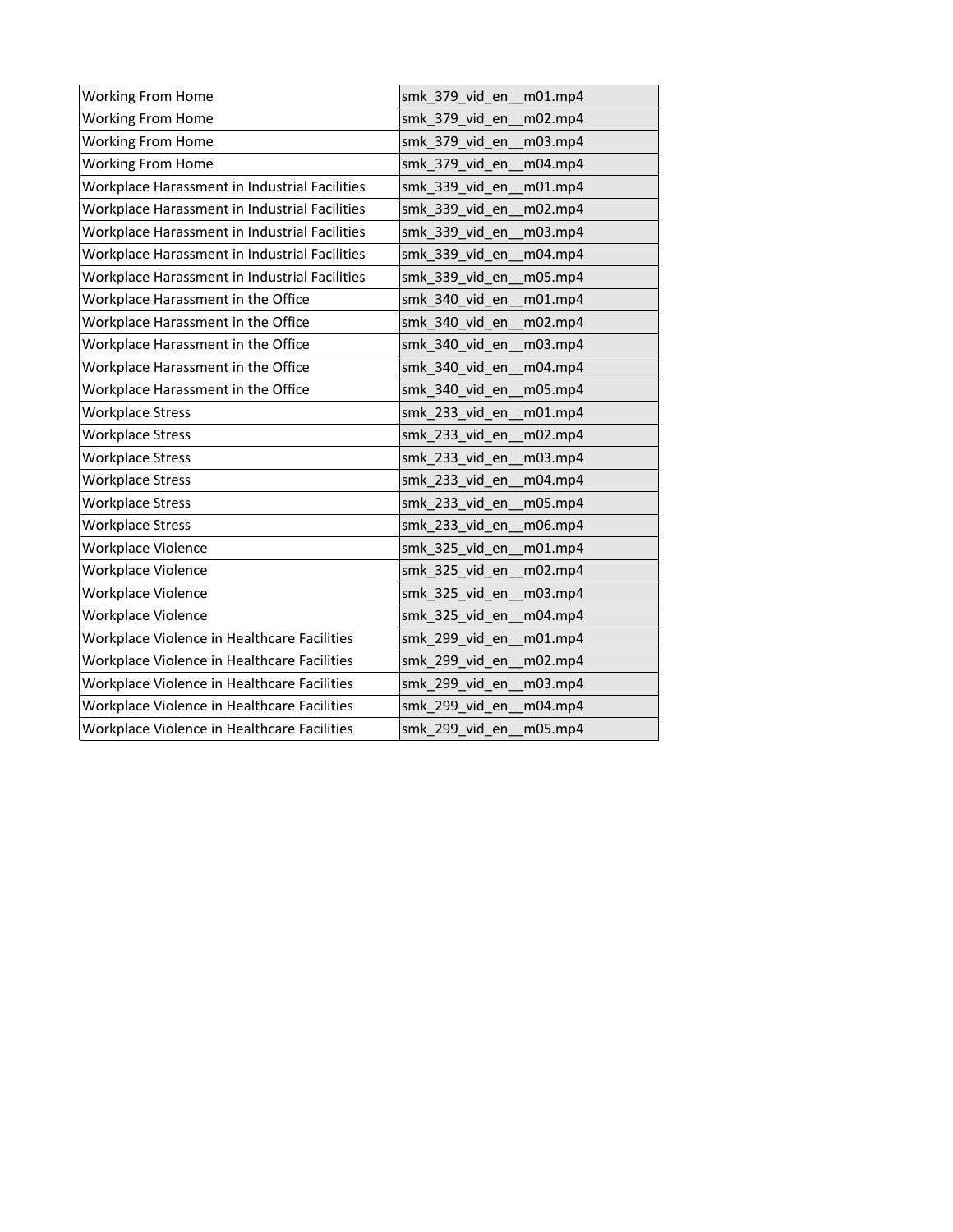| | |
|---|---|
| Working From Home | smk_379_vid_en__m01.mp4 |
| Working From Home | smk_379_vid_en__m02.mp4 |
| Working From Home | smk_379_vid_en__m03.mp4 |
| Working From Home | smk_379_vid_en__m04.mp4 |
| Workplace Harassment in Industrial Facilities | smk_339_vid_en__m01.mp4 |
| Workplace Harassment in Industrial Facilities | smk_339_vid_en__m02.mp4 |
| Workplace Harassment in Industrial Facilities | smk_339_vid_en__m03.mp4 |
| Workplace Harassment in Industrial Facilities | smk_339_vid_en__m04.mp4 |
| Workplace Harassment in Industrial Facilities | smk_339_vid_en__m05.mp4 |
| Workplace Harassment in the Office | smk_340_vid_en__m01.mp4 |
| Workplace Harassment in the Office | smk_340_vid_en__m02.mp4 |
| Workplace Harassment in the Office | smk_340_vid_en__m03.mp4 |
| Workplace Harassment in the Office | smk_340_vid_en__m04.mp4 |
| Workplace Harassment in the Office | smk_340_vid_en__m05.mp4 |
| Workplace Stress | smk_233_vid_en__m01.mp4 |
| Workplace Stress | smk_233_vid_en__m02.mp4 |
| Workplace Stress | smk_233_vid_en__m03.mp4 |
| Workplace Stress | smk_233_vid_en__m04.mp4 |
| Workplace Stress | smk_233_vid_en__m05.mp4 |
| Workplace Stress | smk_233_vid_en__m06.mp4 |
| Workplace Violence | smk_325_vid_en__m01.mp4 |
| Workplace Violence | smk_325_vid_en__m02.mp4 |
| Workplace Violence | smk_325_vid_en__m03.mp4 |
| Workplace Violence | smk_325_vid_en__m04.mp4 |
| Workplace Violence in Healthcare Facilities | smk_299_vid_en__m01.mp4 |
| Workplace Violence in Healthcare Facilities | smk_299_vid_en__m02.mp4 |
| Workplace Violence in Healthcare Facilities | smk_299_vid_en__m03.mp4 |
| Workplace Violence in Healthcare Facilities | smk_299_vid_en__m04.mp4 |
| Workplace Violence in Healthcare Facilities | smk_299_vid_en__m05.mp4 |